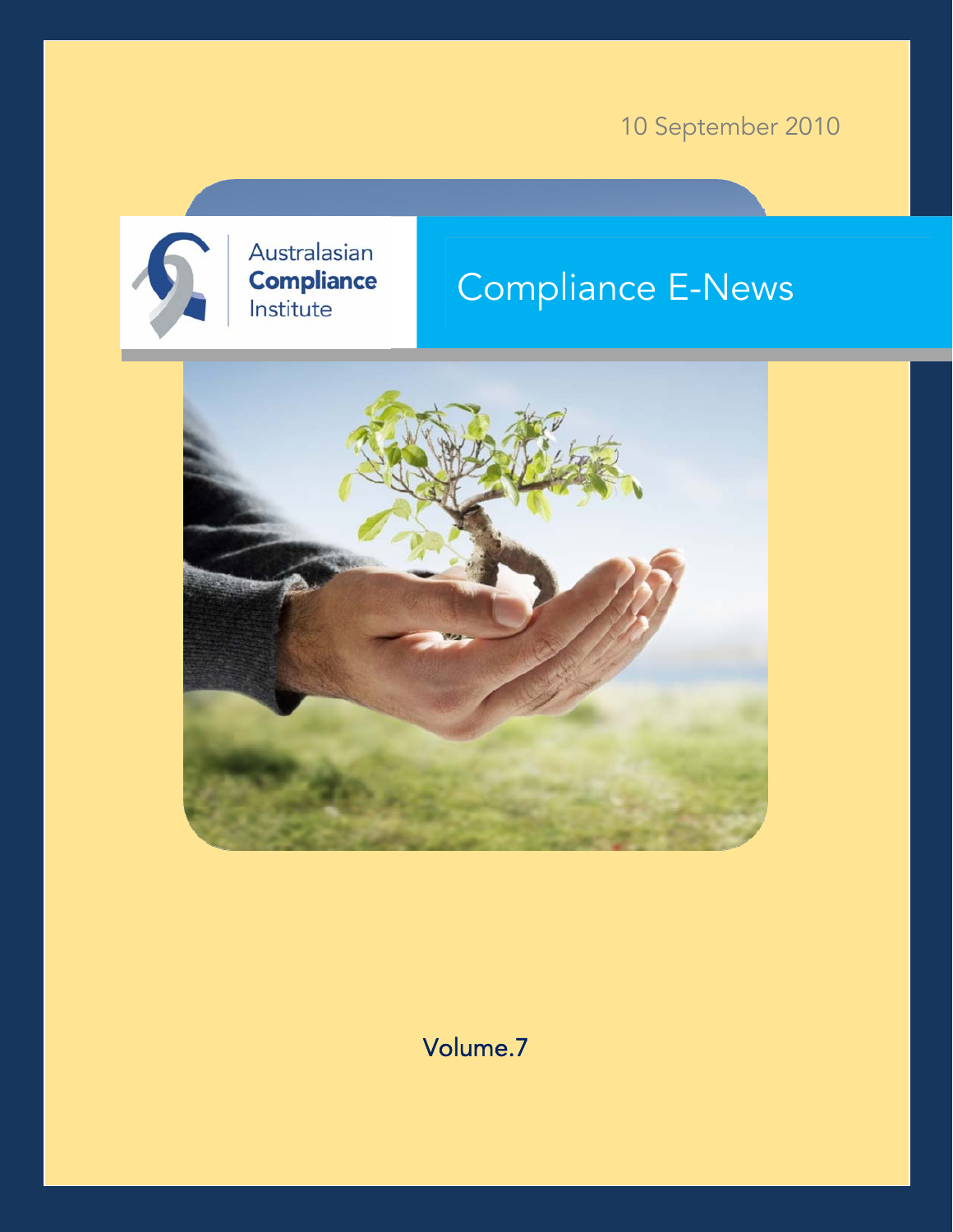10 September 2010

Australasian **Compliance** Institute

# Compliance E-News

Volume.7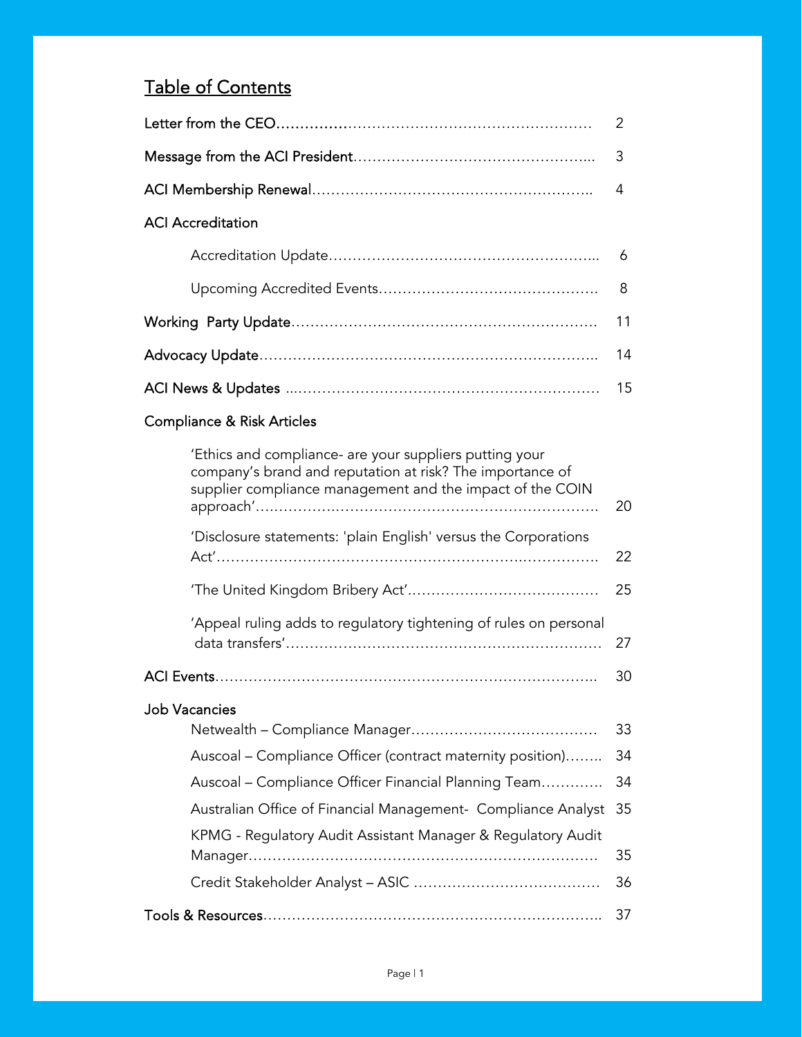# Table of Contents

| | |
|---|---|
| Letter from the CEO | 2 |
| Message from the ACI President | 3 |
| ACI Membership Renewal | 4 |
| ACI Accreditation | |
| Accreditation Update | 6 |
| Upcoming Accredited Events | 8 |
| Working Party Update | 11 |
| Advocacy Update | 14 |
| ACI News & Updates | 15 |
| Compliance & Risk Articles | |
| 'Ethics and compliance- are your suppliers putting your company's brand and reputation at risk? The importance of supplier compliance management and the impact of the COIN approach' | 20 |
| 'Disclosure statements: 'plain English' versus the Corporations Act' | 22 |
| 'The United Kingdom Bribery Act' | 25 |
| 'Appeal ruling adds to regulatory tightening of rules on personal data transfers' | 27 |
| ACI Events | 30 |
| Job Vacancies | |
| Netwealth – Compliance Manager | 33 |
| Auscoal – Compliance Officer (contract maternity position) | 34 |
| Auscoal – Compliance Officer Financial Planning Team | 34 |
| Australian Office of Financial Management- Compliance Analyst | 35 |
| KPMG - Regulatory Audit Assistant Manager & Regulatory Audit Manager | 35 |
| Credit Stakeholder Analyst – ASIC | 36 |
| Tools & Resources | 37 |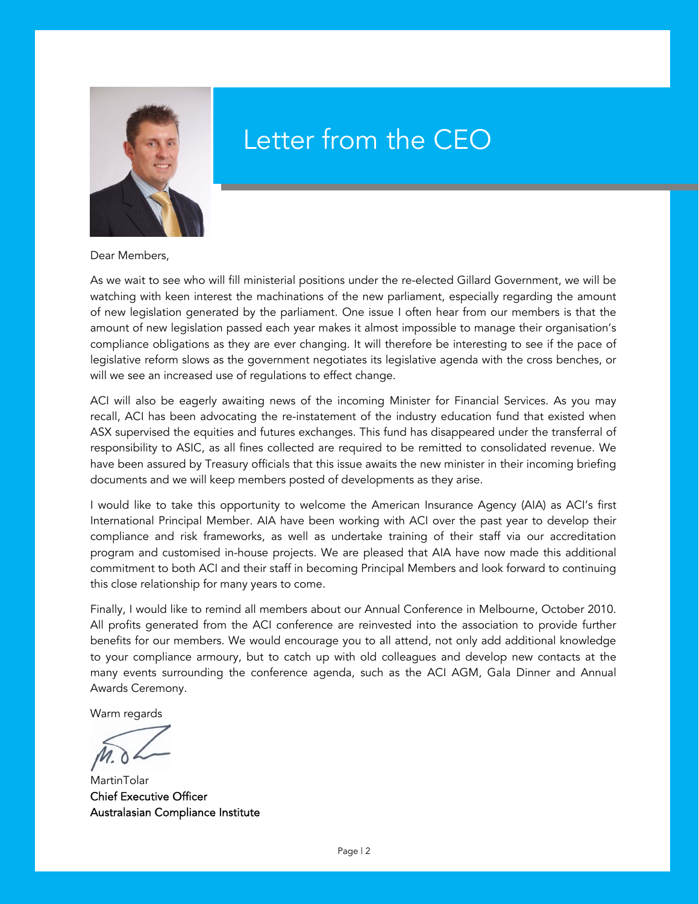# Letter from the CEO

Dear Members,

As we wait to see who will fill ministerial positions under the re-elected Gillard Government, we will be watching with keen interest the machinations of the new parliament, especially regarding the amount of new legislation generated by the parliament. One issue I often hear from our members is that the amount of new legislation passed each year makes it almost impossible to manage their organisation's compliance obligations as they are ever changing. It will therefore be interesting to see if the pace of legislative reform slows as the government negotiates its legislative agenda with the cross benches, or will we see an increased use of regulations to effect change.

ACI will also be eagerly awaiting news of the incoming Minister for Financial Services. As you may recall, ACI has been advocating the re-instatement of the industry education fund that existed when ASX supervised the equities and futures exchanges. This fund has disappeared under the transferral of responsibility to ASIC, as all fines collected are required to be remitted to consolidated revenue. We have been assured by Treasury officials that this issue awaits the new minister in their incoming briefing documents and we will keep members posted of developments as they arise.

I would like to take this opportunity to welcome the American Insurance Agency (AIA) as ACI's first International Principal Member. AIA have been working with ACI over the past year to develop their compliance and risk frameworks, as well as undertake training of their staff via our accreditation program and customised in-house projects. We are pleased that AIA have now made this additional commitment to both ACI and their staff in becoming Principal Members and look forward to continuing this close relationship for many years to come.

Finally, I would like to remind all members about our Annual Conference in Melbourne, October 2010. All profits generated from the ACI conference are reinvested into the association to provide further benefits for our members. We would encourage you to all attend, not only add additional knowledge to your compliance armoury, but to catch up with old colleagues and develop new contacts at the many events surrounding the conference agenda, such as the ACI AGM, Gala Dinner and Annual Awards Ceremony.

Warm regards

MartinTolar
Chief Executive Officer
Australasian Compliance Institute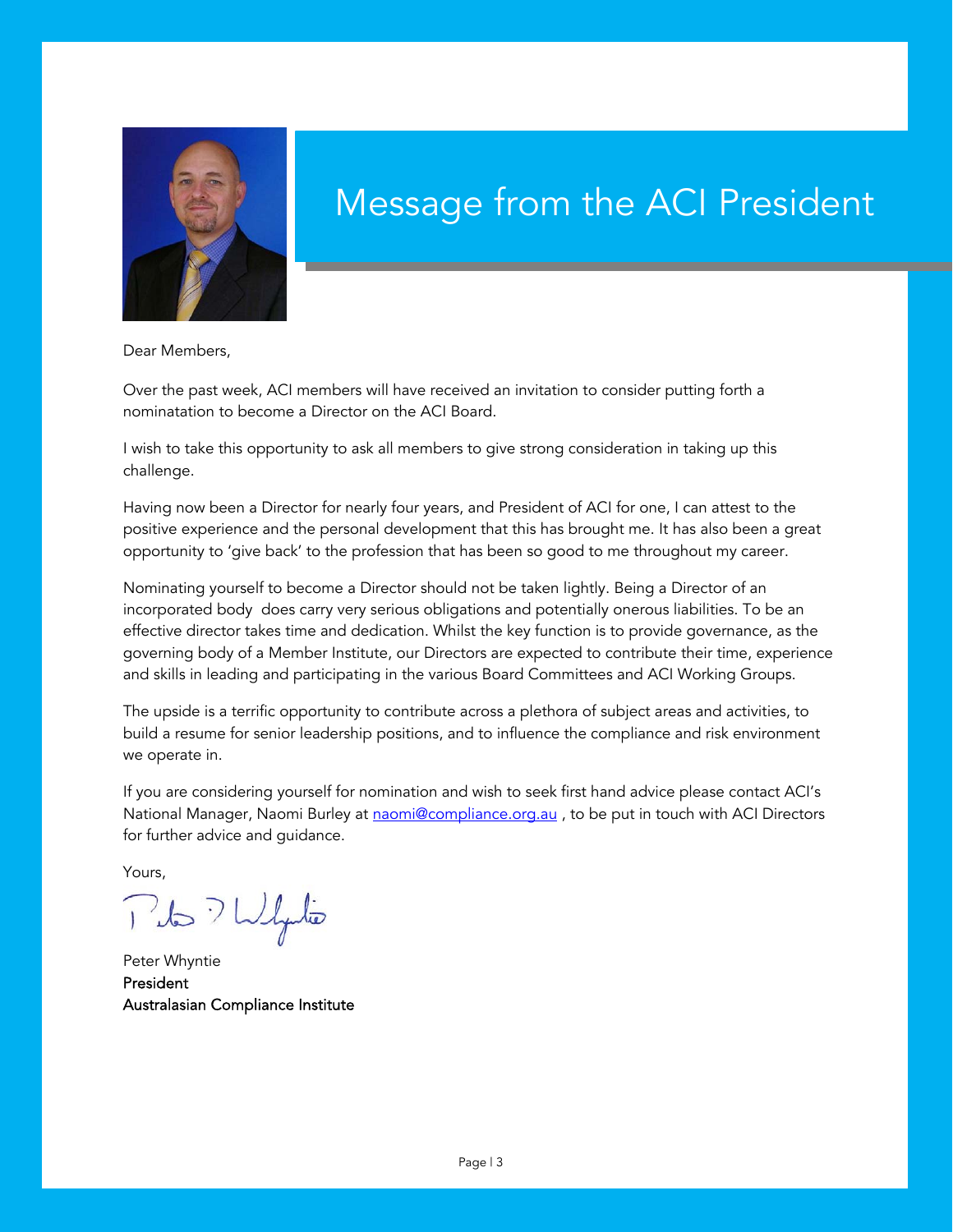# Message from the ACI President

Dear Members,

Over the past week, ACI members will have received an invitation to consider putting forth a nominatation to become a Director on the ACI Board.

I wish to take this opportunity to ask all members to give strong consideration in taking up this challenge.

Having now been a Director for nearly four years, and President of ACI for one, I can attest to the positive experience and the personal development that this has brought me. It has also been a great opportunity to 'give back' to the profession that has been so good to me throughout my career.

Nominating yourself to become a Director should not be taken lightly. Being a Director of an incorporated body does carry very serious obligations and potentially onerous liabilities. To be an effective director takes time and dedication. Whilst the key function is to provide governance, as the governing body of a Member Institute, our Directors are expected to contribute their time, experience and skills in leading and participating in the various Board Committees and ACI Working Groups.

The upside is a terrific opportunity to contribute across a plethora of subject areas and activities, to build a resume for senior leadership positions, and to influence the compliance and risk environment we operate in.

If you are considering yourself for nomination and wish to seek first hand advice please contact ACI's National Manager, Naomi Burley at naomi@compliance.org.au , to be put in touch with ACI Directors for further advice and guidance.

Yours,

Peter Whyntie
President
Australasian Compliance Institute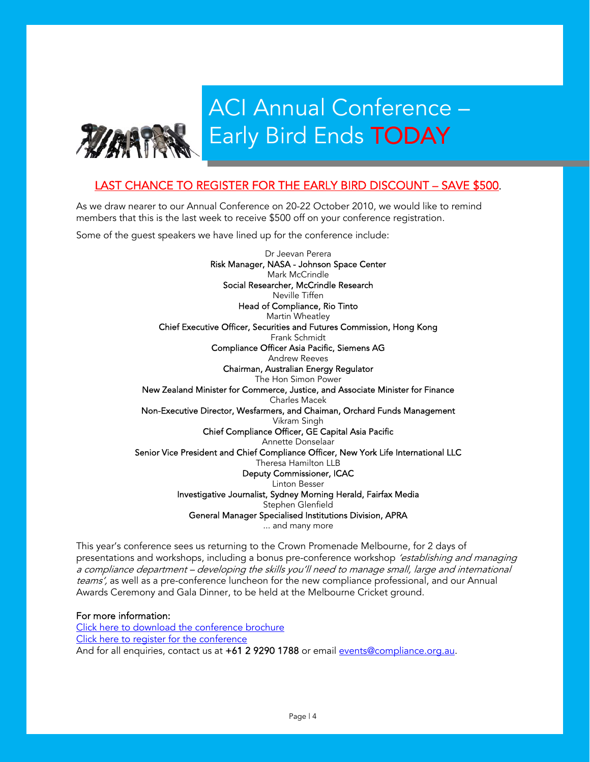# ACI Annual Conference – Early Bird Ends TODAY

**LAST CHANCE TO REGISTER FOR THE EARLY BIRD DISCOUNT – SAVE $500.**

As we draw nearer to our Annual Conference on 20-22 October 2010, we would like to remind members that this is the last week to receive $500 off on your conference registration.

Some of the guest speakers we have lined up for the conference include:

Dr Jeevan Perera
Risk Manager, NASA - Johnson Space Center

Mark McCrindle
Social Researcher, McCrindle Research

Neville Tiffen
Head of Compliance, Rio Tinto

Martin Wheatley
Chief Executive Officer, Securities and Futures Commission, Hong Kong

Frank Schmidt
Compliance Officer Asia Pacific, Siemens AG

Andrew Reeves
Chairman, Australian Energy Regulator

The Hon Simon Power
New Zealand Minister for Commerce, Justice, and Associate Minister for Finance

Charles Macek
Non-Executive Director, Wesfarmers, and Chaiman, Orchard Funds Management

Vikram Singh
Chief Compliance Officer, GE Capital Asia Pacific

Annette Donselaar
Senior Vice President and Chief Compliance Officer, New York Life International LLC

Theresa Hamilton LLB
Deputy Commissioner, ICAC

Linton Besser
Investigative Journalist, Sydney Morning Herald, Fairfax Media

Stephen Glenfield
General Manager Specialised Institutions Division, APRA

... and many more

This year's conference sees us returning to the Crown Promenade Melbourne, for 2 days of presentations and workshops, including a bonus pre-conference workshop *'establishing and managing a compliance department – developing the skills you'll need to manage small, large and international teams',* as well as a pre-conference luncheon for the new compliance professional, and our Annual Awards Ceremony and Gala Dinner, to be held at the Melbourne Cricket ground.

**For more information:**
Click here to download the conference brochure
Click here to register for the conference
And for all enquiries, contact us at **+61 2 9290 1788** or email events@compliance.org.au.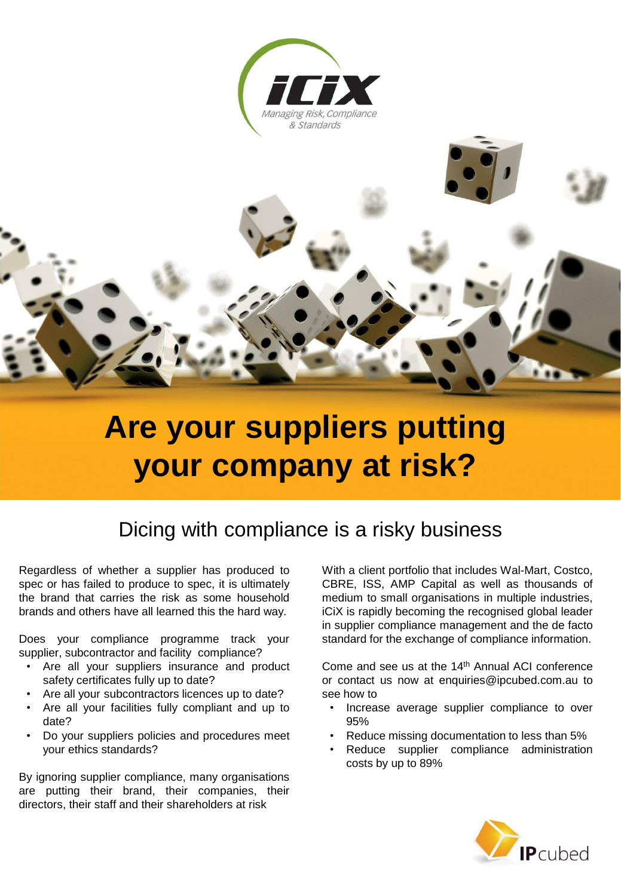iCiX

Managing Risk, Compliance & Standards

# Are your suppliers putting your company at risk?

## Dicing with compliance is a risky business

Regardless of whether a supplier has produced to spec or has failed to produce to spec, it is ultimately the brand that carries the risk as some household brands and others have all learned this the hard way.

Does your compliance programme track your supplier, subcontractor and facility compliance?

- Are all your suppliers insurance and product safety certificates fully up to date?
- Are all your subcontractors licences up to date?
- Are all your facilities fully compliant and up to date?
- Do your suppliers policies and procedures meet your ethics standards?

By ignoring supplier compliance, many organisations are putting their brand, their companies, their directors, their staff and their shareholders at risk

With a client portfolio that includes Wal-Mart, Costco, CBRE, ISS, AMP Capital as well as thousands of medium to small organisations in multiple industries, iCiX is rapidly becoming the recognised global leader in supplier compliance management and the de facto standard for the exchange of compliance information.

Come and see us at the 14th Annual ACI conference or contact us now at enquiries@ipcubed.com.au to see how to

- Increase average supplier compliance to over 95%
- Reduce missing documentation to less than 5%
- Reduce supplier compliance administration costs by up to 89%

IPcubed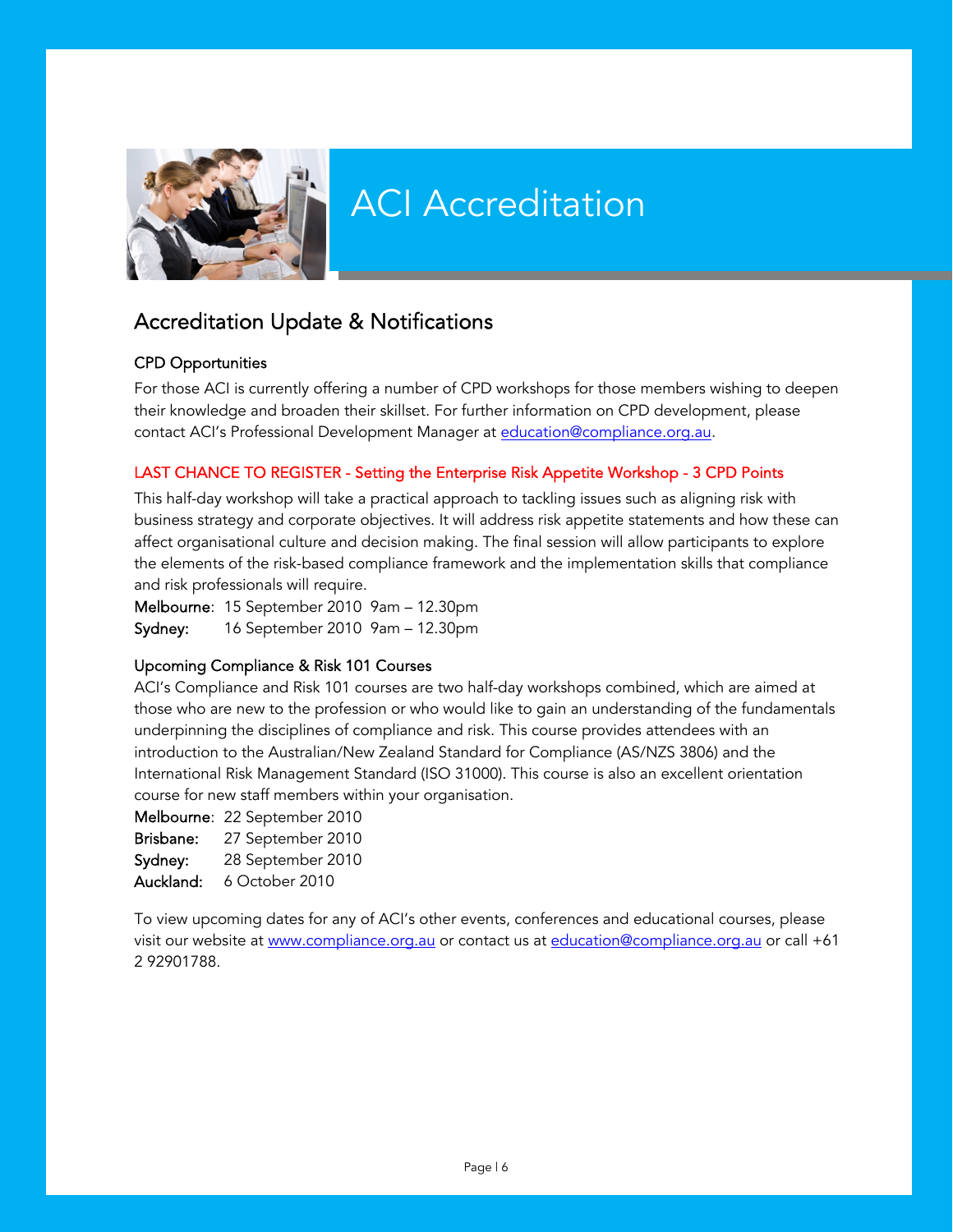# ACI Accreditation

## Accreditation Update & Notifications

### CPD Opportunities

For those ACI is currently offering a number of CPD workshops for those members wishing to deepen their knowledge and broaden their skillset. For further information on CPD development, please contact ACI's Professional Development Manager at education@compliance.org.au.

### LAST CHANCE TO REGISTER - Setting the Enterprise Risk Appetite Workshop - 3 CPD Points

This half-day workshop will take a practical approach to tackling issues such as aligning risk with business strategy and corporate objectives. It will address risk appetite statements and how these can affect organisational culture and decision making. The final session will allow participants to explore the elements of the risk-based compliance framework and the implementation skills that compliance and risk professionals will require.

**Melbourne**: 15 September 2010 9am – 12.30pm
**Sydney:** 16 September 2010 9am – 12.30pm

### Upcoming Compliance & Risk 101 Courses

ACI's Compliance and Risk 101 courses are two half-day workshops combined, which are aimed at those who are new to the profession or who would like to gain an understanding of the fundamentals underpinning the disciplines of compliance and risk. This course provides attendees with an introduction to the Australian/New Zealand Standard for Compliance (AS/NZS 3806) and the International Risk Management Standard (ISO 31000). This course is also an excellent orientation course for new staff members within your organisation.

**Melbourne**: 22 September 2010
**Brisbane:** 27 September 2010
**Sydney:** 28 September 2010
**Auckland:** 6 October 2010

To view upcoming dates for any of ACI's other events, conferences and educational courses, please visit our website at www.compliance.org.au or contact us at education@compliance.org.au or call +61 2 92901788.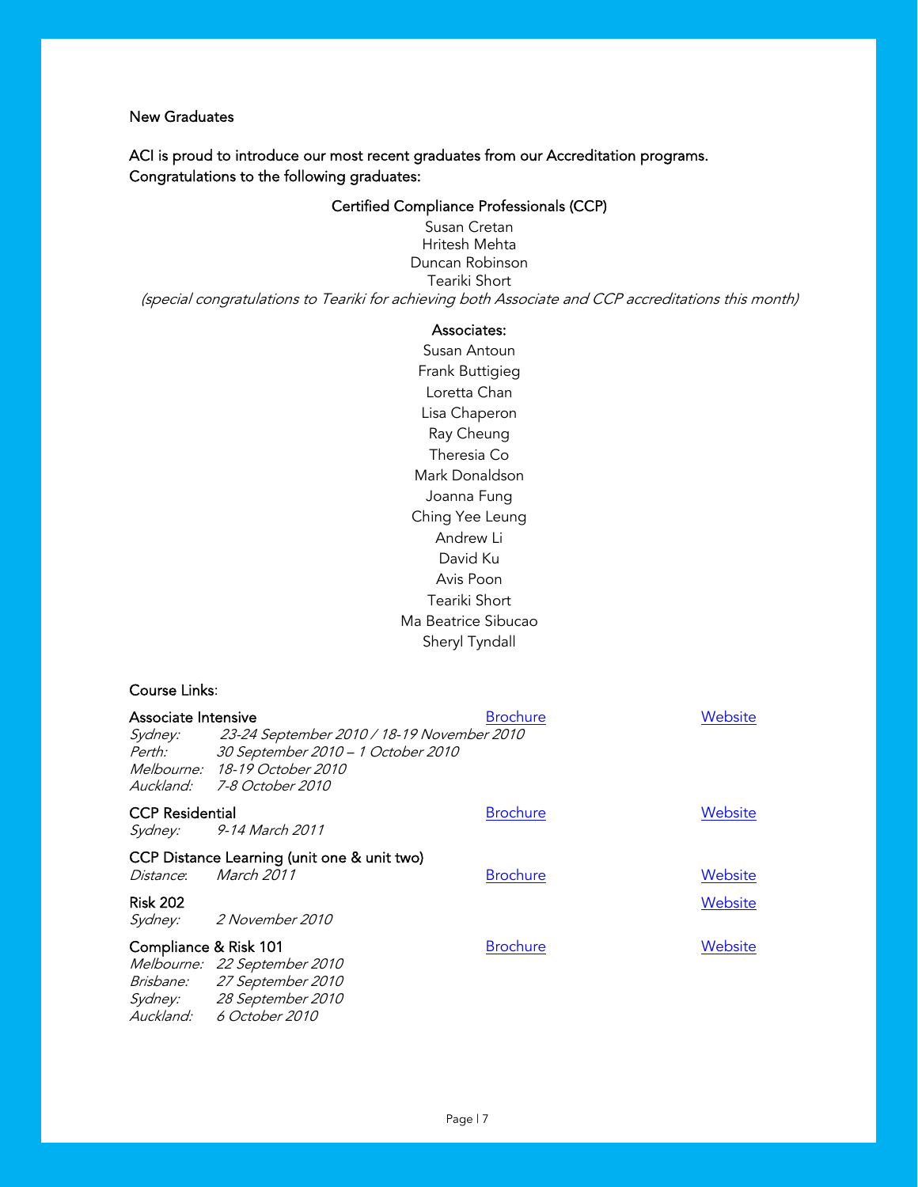## New Graduates

ACI is proud to introduce our most recent graduates from our Accreditation programs. Congratulations to the following graduates:

### Certified Compliance Professionals (CCP)

Susan Cretan
Hritesh Mehta
Duncan Robinson
Teariki Short

*(special congratulations to Teariki for achieving both Associate and CCP accreditations this month)*

### Associates:

Susan Antoun
Frank Buttigieg
Loretta Chan
Lisa Chaperon
Ray Cheung
Theresia Co
Mark Donaldson
Joanna Fung
Ching Yee Leung
Andrew Li
David Ku
Avis Poon
Teariki Short
Ma Beatrice Sibucao
Sheryl Tyndall

### Course Links:

**Associate Intensive** — Brochure — Website

*Sydney:* *23-24 September 2010 / 18-19 November 2010*
*Perth:* *30 September 2010 – 1 October 2010*
*Melbourne:* *18-19 October 2010*
*Auckland:* *7-8 October 2010*

**CCP Residential** — Brochure — Website

*Sydney:* *9-14 March 2011*

**CCP Distance Learning (unit one & unit two)** — Brochure — Website

*Distance:* *March 2011*

**Risk 202** — Website

*Sydney:* *2 November 2010*

**Compliance & Risk 101** — Brochure — Website

*Melbourne:* *22 September 2010*
*Brisbane:* *27 September 2010*
*Sydney:* *28 September 2010*
*Auckland:* *6 October 2010*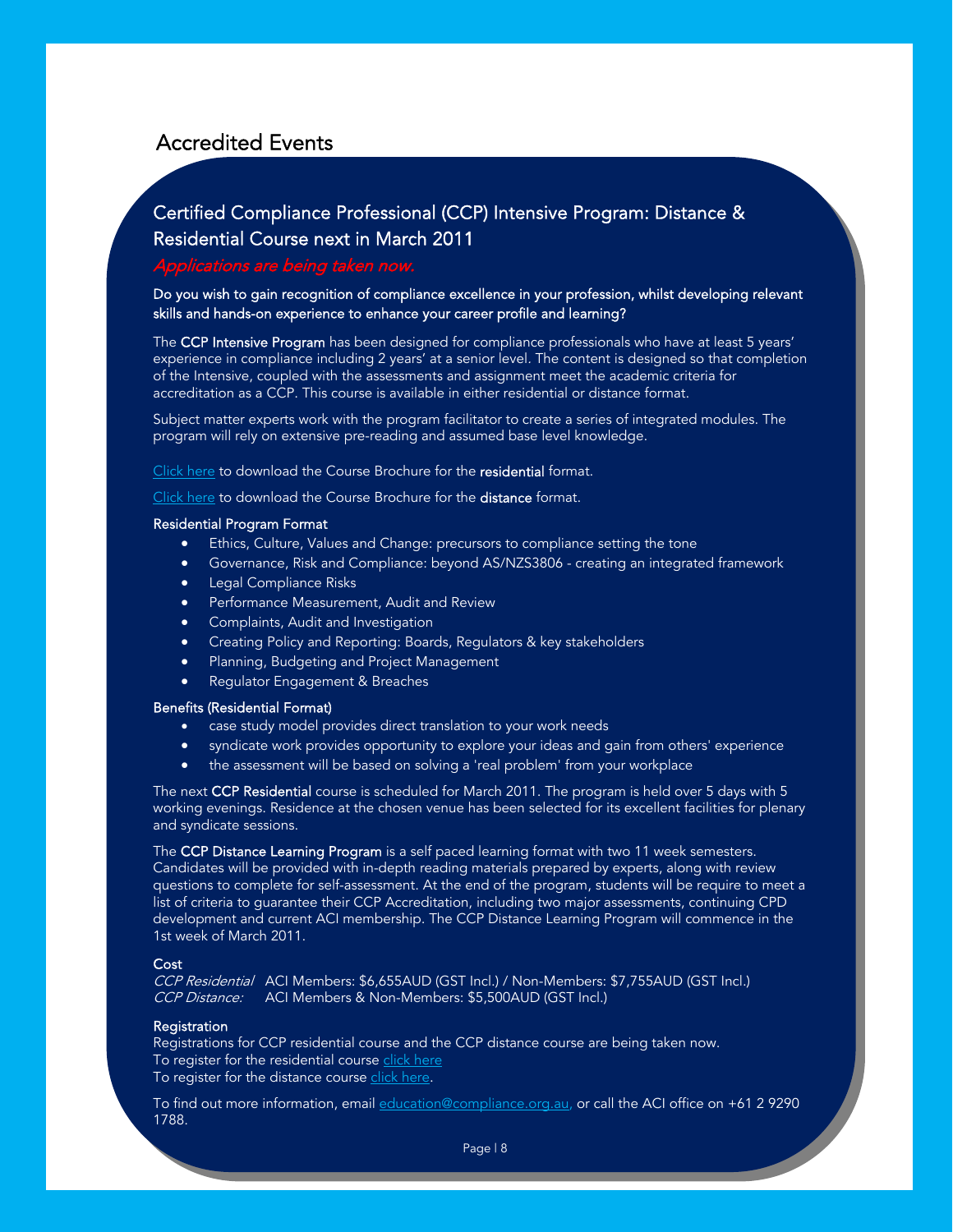# Accredited Events

## Certified Compliance Professional (CCP) Intensive Program: Distance & Residential Course next in March 2011

*Applications are being taken now.*

Do you wish to gain recognition of compliance excellence in your profession, whilst developing relevant skills and hands-on experience to enhance your career profile and learning?

The **CCP Intensive Program** has been designed for compliance professionals who have at least 5 years' experience in compliance including 2 years' at a senior level. The content is designed so that completion of the Intensive, coupled with the assessments and assignment meet the academic criteria for accreditation as a CCP. This course is available in either residential or distance format.

Subject matter experts work with the program facilitator to create a series of integrated modules. The program will rely on extensive pre-reading and assumed base level knowledge.

Click here to download the Course Brochure for the **residential** format.

Click here to download the Course Brochure for the **distance** format.

### Residential Program Format

- Ethics, Culture, Values and Change: precursors to compliance setting the tone
- Governance, Risk and Compliance: beyond AS/NZS3806 - creating an integrated framework
- Legal Compliance Risks
- Performance Measurement, Audit and Review
- Complaints, Audit and Investigation
- Creating Policy and Reporting: Boards, Regulators & key stakeholders
- Planning, Budgeting and Project Management
- Regulator Engagement & Breaches

### Benefits (Residential Format)

- case study model provides direct translation to your work needs
- syndicate work provides opportunity to explore your ideas and gain from others' experience
- the assessment will be based on solving a 'real problem' from your workplace

The next **CCP Residential** course is scheduled for March 2011. The program is held over 5 days with 5 working evenings. Residence at the chosen venue has been selected for its excellent facilities for plenary and syndicate sessions.

The **CCP Distance Learning Program** is a self paced learning format with two 11 week semesters. Candidates will be provided with in-depth reading materials prepared by experts, along with review questions to complete for self-assessment. At the end of the program, students will be require to meet a list of criteria to guarantee their CCP Accreditation, including two major assessments, continuing CPD development and current ACI membership. The CCP Distance Learning Program will commence in the 1st week of March 2011.

### Cost

*CCP Residential* ACI Members: $6,655AUD (GST Incl.) / Non-Members: $7,755AUD (GST Incl.)
*CCP Distance:* ACI Members & Non-Members: $5,500AUD (GST Incl.)

### Registration

Registrations for CCP residential course and the CCP distance course are being taken now.
To register for the residential course click here
To register for the distance course click here.

To find out more information, email education@compliance.org.au, or call the ACI office on +61 2 9290 1788.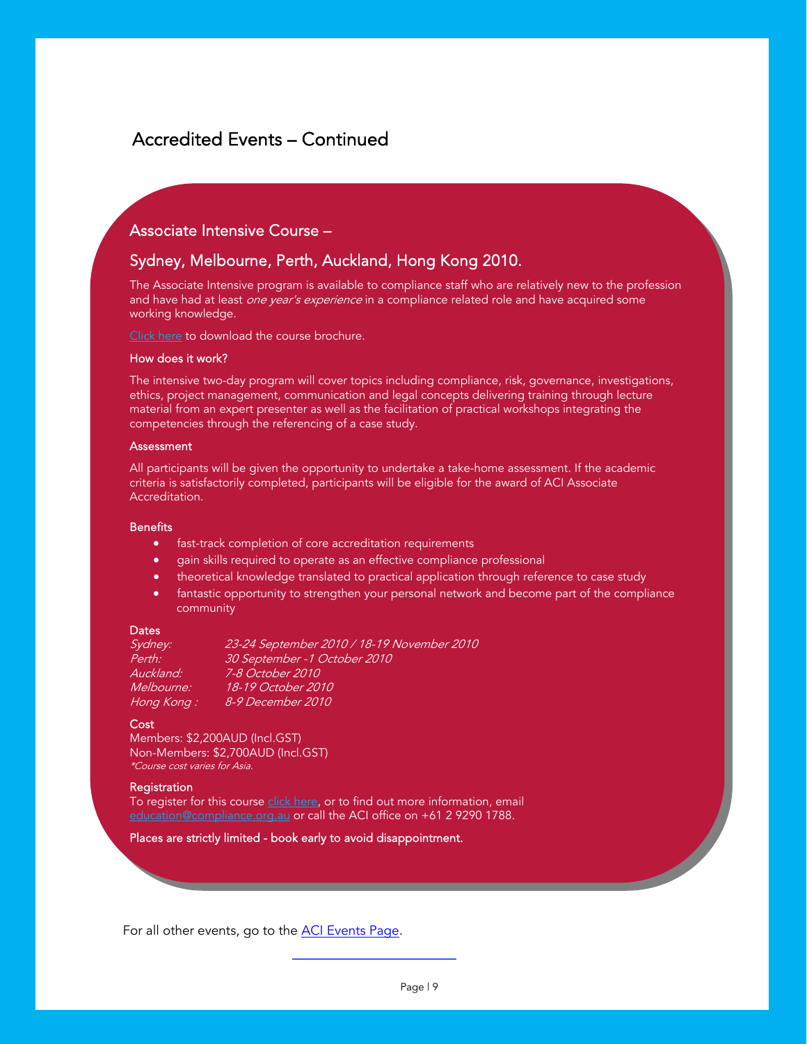# Accredited Events – Continued

## Associate Intensive Course –

## Sydney, Melbourne, Perth, Auckland, Hong Kong 2010.

The Associate Intensive program is available to compliance staff who are relatively new to the profession and have had at least *one year's experience* in a compliance related role and have acquired some working knowledge.

Click here to download the course brochure.

### How does it work?

The intensive two-day program will cover topics including compliance, risk, governance, investigations, ethics, project management, communication and legal concepts delivering training through lecture material from an expert presenter as well as the facilitation of practical workshops integrating the competencies through the referencing of a case study.

### Assessment

All participants will be given the opportunity to undertake a take-home assessment. If the academic criteria is satisfactorily completed, participants will be eligible for the award of ACI Associate Accreditation.

### Benefits

- fast-track completion of core accreditation requirements
- gain skills required to operate as an effective compliance professional
- theoretical knowledge translated to practical application through reference to case study
- fantastic opportunity to strengthen your personal network and become part of the compliance community

### Dates

| | |
|---|---|
| *Sydney:* | *23-24 September 2010 / 18-19 November 2010* |
| *Perth:* | *30 September -1 October 2010* |
| *Auckland:* | *7-8 October 2010* |
| *Melbourne:* | *18-19 October 2010* |
| *Hong Kong :* | *8-9 December 2010* |

### Cost

Members: $2,200AUD (Incl.GST)
Non-Members: $2,700AUD (Incl.GST)
*\*Course cost varies for Asia.*

### Registration

To register for this course click here, or to find out more information, email education@compliance.org.au or call the ACI office on +61 2 9290 1788.

**Places are strictly limited - book early to avoid disappointment.**

For all other events, go to the ACI Events Page.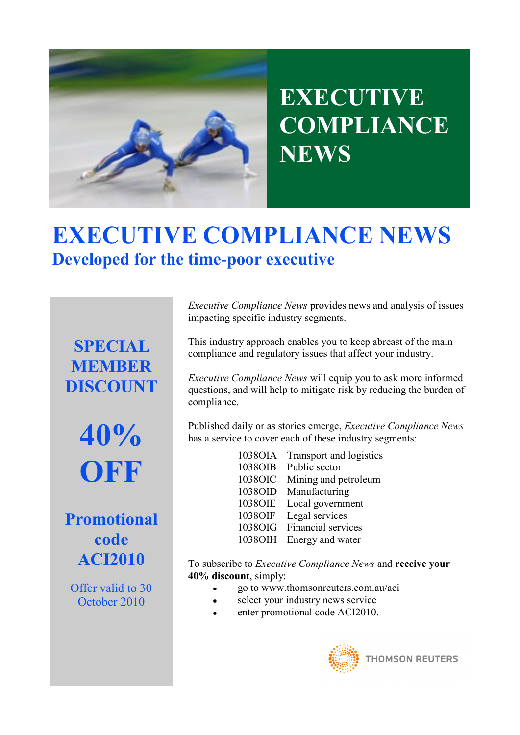# EXECUTIVE COMPLIANCE NEWS

## EXECUTIVE COMPLIANCE NEWS

### Developed for the time-poor executive

**SPECIAL MEMBER DISCOUNT**

**40% OFF**

**Promotional code ACI2010**

Offer valid to 30 October 2010

*Executive Compliance News* provides news and analysis of issues impacting specific industry segments.

This industry approach enables you to keep abreast of the main compliance and regulatory issues that affect your industry.

*Executive Compliance News* will equip you to ask more informed questions, and will help to mitigate risk by reducing the burden of compliance.

Published daily or as stories emerge, *Executive Compliance News* has a service to cover each of these industry segments:

| | |
|---|---|
| 1038OIA | Transport and logistics |
| 1038OIB | Public sector |
| 1038OIC | Mining and petroleum |
| 1038OID | Manufacturing |
| 1038OIE | Local government |
| 1038OIF | Legal services |
| 1038OIG | Financial services |
| 1038OIH | Energy and water |

To subscribe to *Executive Compliance News* and **receive your 40% discount**, simply:

- go to www.thomsonreuters.com.au/aci
- select your industry news service
- enter promotional code ACI2010.

THOMSON REUTERS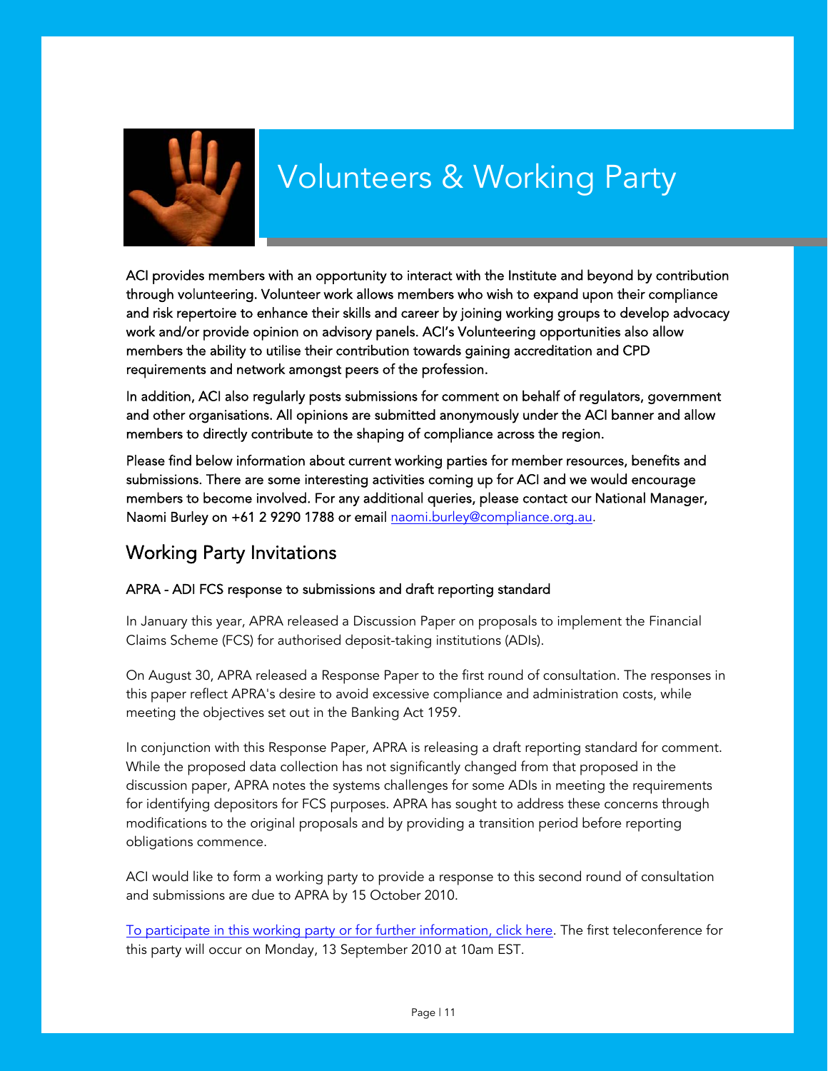# Volunteers & Working Party

ACI provides members with an opportunity to interact with the Institute and beyond by contribution through volunteering. Volunteer work allows members who wish to expand upon their compliance and risk repertoire to enhance their skills and career by joining working groups to develop advocacy work and/or provide opinion on advisory panels. ACI's Volunteering opportunities also allow members the ability to utilise their contribution towards gaining accreditation and CPD requirements and network amongst peers of the profession.

In addition, ACI also regularly posts submissions for comment on behalf of regulators, government and other organisations. All opinions are submitted anonymously under the ACI banner and allow members to directly contribute to the shaping of compliance across the region.

Please find below information about current working parties for member resources, benefits and submissions. There are some interesting activities coming up for ACI and we would encourage members to become involved. For any additional queries, please contact our National Manager, Naomi Burley on +61 2 9290 1788 or email naomi.burley@compliance.org.au.

## Working Party Invitations

### APRA - ADI FCS response to submissions and draft reporting standard

In January this year, APRA released a Discussion Paper on proposals to implement the Financial Claims Scheme (FCS) for authorised deposit-taking institutions (ADIs).

On August 30, APRA released a Response Paper to the first round of consultation. The responses in this paper reflect APRA's desire to avoid excessive compliance and administration costs, while meeting the objectives set out in the Banking Act 1959.

In conjunction with this Response Paper, APRA is releasing a draft reporting standard for comment. While the proposed data collection has not significantly changed from that proposed in the discussion paper, APRA notes the systems challenges for some ADIs in meeting the requirements for identifying depositors for FCS purposes. APRA has sought to address these concerns through modifications to the original proposals and by providing a transition period before reporting obligations commence.

ACI would like to form a working party to provide a response to this second round of consultation and submissions are due to APRA by 15 October 2010.

To participate in this working party or for further information, click here. The first teleconference for this party will occur on Monday, 13 September 2010 at 10am EST.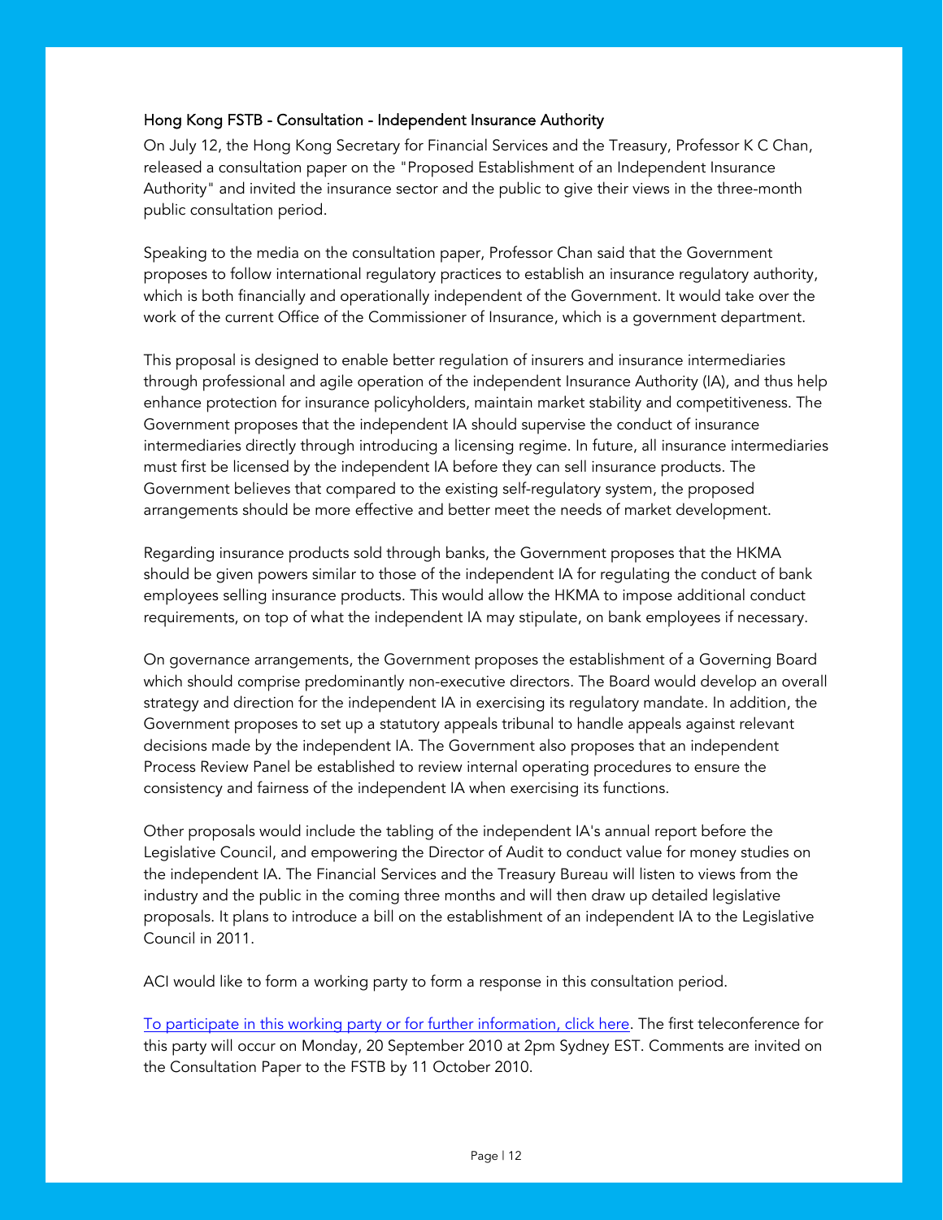### Hong Kong FSTB - Consultation - Independent Insurance Authority

On July 12, the Hong Kong Secretary for Financial Services and the Treasury, Professor K C Chan, released a consultation paper on the "Proposed Establishment of an Independent Insurance Authority" and invited the insurance sector and the public to give their views in the three-month public consultation period.

Speaking to the media on the consultation paper, Professor Chan said that the Government proposes to follow international regulatory practices to establish an insurance regulatory authority, which is both financially and operationally independent of the Government. It would take over the work of the current Office of the Commissioner of Insurance, which is a government department.

This proposal is designed to enable better regulation of insurers and insurance intermediaries through professional and agile operation of the independent Insurance Authority (IA), and thus help enhance protection for insurance policyholders, maintain market stability and competitiveness. The Government proposes that the independent IA should supervise the conduct of insurance intermediaries directly through introducing a licensing regime. In future, all insurance intermediaries must first be licensed by the independent IA before they can sell insurance products. The Government believes that compared to the existing self-regulatory system, the proposed arrangements should be more effective and better meet the needs of market development.

Regarding insurance products sold through banks, the Government proposes that the HKMA should be given powers similar to those of the independent IA for regulating the conduct of bank employees selling insurance products. This would allow the HKMA to impose additional conduct requirements, on top of what the independent IA may stipulate, on bank employees if necessary.

On governance arrangements, the Government proposes the establishment of a Governing Board which should comprise predominantly non-executive directors. The Board would develop an overall strategy and direction for the independent IA in exercising its regulatory mandate. In addition, the Government proposes to set up a statutory appeals tribunal to handle appeals against relevant decisions made by the independent IA. The Government also proposes that an independent Process Review Panel be established to review internal operating procedures to ensure the consistency and fairness of the independent IA when exercising its functions.

Other proposals would include the tabling of the independent IA's annual report before the Legislative Council, and empowering the Director of Audit to conduct value for money studies on the independent IA. The Financial Services and the Treasury Bureau will listen to views from the industry and the public in the coming three months and will then draw up detailed legislative proposals. It plans to introduce a bill on the establishment of an independent IA to the Legislative Council in 2011.

ACI would like to form a working party to form a response in this consultation period.

To participate in this working party or for further information, click here. The first teleconference for this party will occur on Monday, 20 September 2010 at 2pm Sydney EST. Comments are invited on the Consultation Paper to the FSTB by 11 October 2010.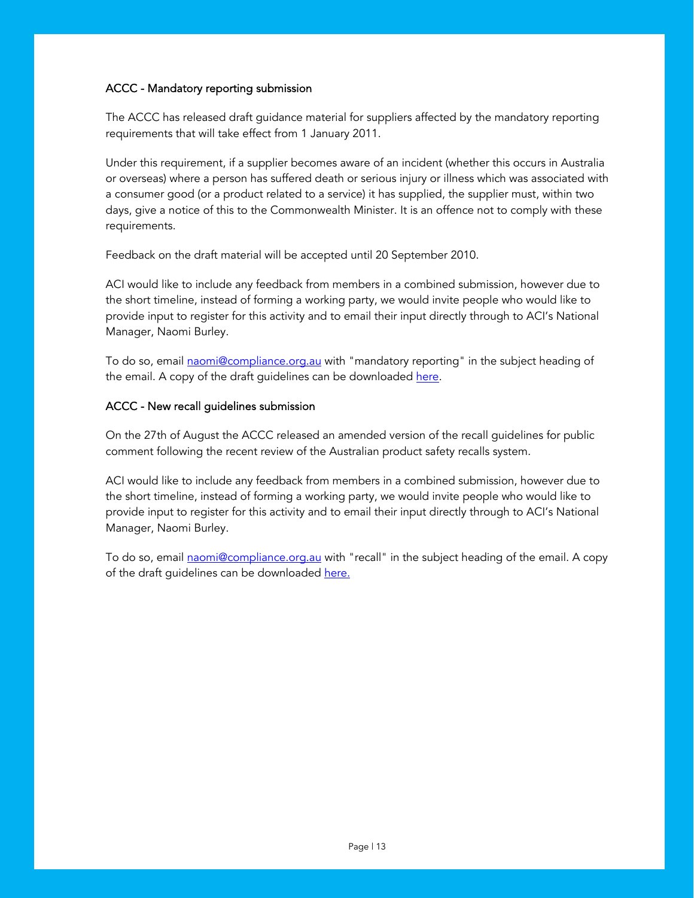### ACCC - Mandatory reporting submission

The ACCC has released draft guidance material for suppliers affected by the mandatory reporting requirements that will take effect from 1 January 2011.

Under this requirement, if a supplier becomes aware of an incident (whether this occurs in Australia or overseas) where a person has suffered death or serious injury or illness which was associated with a consumer good (or a product related to a service) it has supplied, the supplier must, within two days, give a notice of this to the Commonwealth Minister. It is an offence not to comply with these requirements.

Feedback on the draft material will be accepted until 20 September 2010.

ACI would like to include any feedback from members in a combined submission, however due to the short timeline, instead of forming a working party, we would invite people who would like to provide input to register for this activity and to email their input directly through to ACI's National Manager, Naomi Burley.

To do so, email naomi@compliance.org.au with "mandatory reporting" in the subject heading of the email. A copy of the draft guidelines can be downloaded here.

### ACCC - New recall guidelines submission

On the 27th of August the ACCC released an amended version of the recall guidelines for public comment following the recent review of the Australian product safety recalls system.

ACI would like to include any feedback from members in a combined submission, however due to the short timeline, instead of forming a working party, we would invite people who would like to provide input to register for this activity and to email their input directly through to ACI's National Manager, Naomi Burley.

To do so, email naomi@compliance.org.au with "recall" in the subject heading of the email. A copy of the draft guidelines can be downloaded here.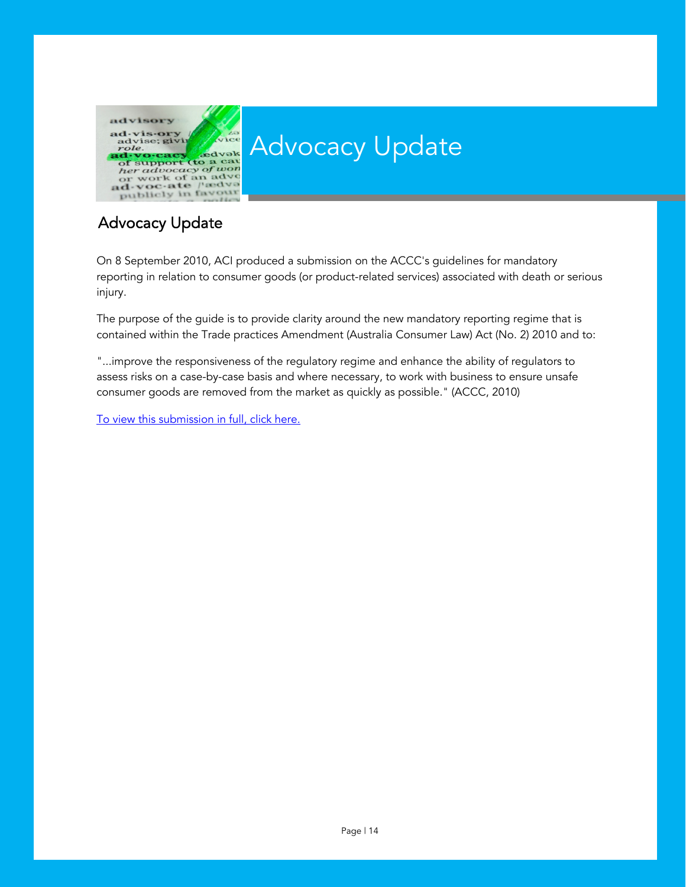# Advocacy Update

## Advocacy Update

On 8 September 2010, ACI produced a submission on the ACCC's guidelines for mandatory reporting in relation to consumer goods (or product-related services) associated with death or serious injury.

The purpose of the guide is to provide clarity around the new mandatory reporting regime that is contained within the Trade practices Amendment (Australia Consumer Law) Act (No. 2) 2010 and to:

"...improve the responsiveness of the regulatory regime and enhance the ability of regulators to assess risks on a case-by-case basis and where necessary, to work with business to ensure unsafe consumer goods are removed from the market as quickly as possible." (ACCC, 2010)

To view this submission in full, click here.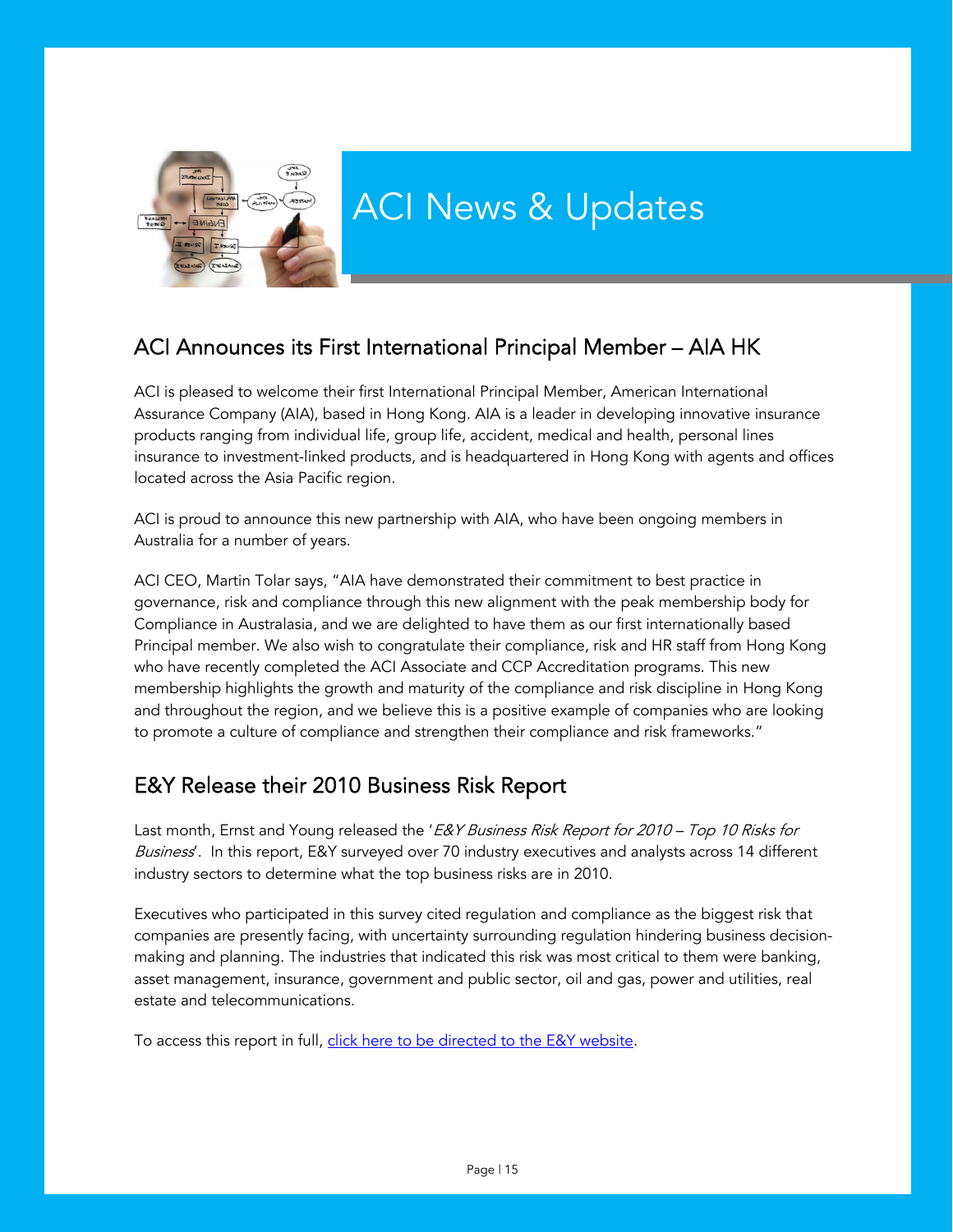# ACI News & Updates

## ACI Announces its First International Principal Member – AIA HK

ACI is pleased to welcome their first International Principal Member, American International Assurance Company (AIA), based in Hong Kong. AIA is a leader in developing innovative insurance products ranging from individual life, group life, accident, medical and health, personal lines insurance to investment-linked products, and is headquartered in Hong Kong with agents and offices located across the Asia Pacific region.

ACI is proud to announce this new partnership with AIA, who have been ongoing members in Australia for a number of years.

ACI CEO, Martin Tolar says, "AIA have demonstrated their commitment to best practice in governance, risk and compliance through this new alignment with the peak membership body for Compliance in Australasia, and we are delighted to have them as our first internationally based Principal member. We also wish to congratulate their compliance, risk and HR staff from Hong Kong who have recently completed the ACI Associate and CCP Accreditation programs. This new membership highlights the growth and maturity of the compliance and risk discipline in Hong Kong and throughout the region, and we believe this is a positive example of companies who are looking to promote a culture of compliance and strengthen their compliance and risk frameworks."

## E&Y Release their 2010 Business Risk Report

Last month, Ernst and Young released the '*E&Y Business Risk Report for 2010 – Top 10 Risks for Business*'. In this report, E&Y surveyed over 70 industry executives and analysts across 14 different industry sectors to determine what the top business risks are in 2010.

Executives who participated in this survey cited regulation and compliance as the biggest risk that companies are presently facing, with uncertainty surrounding regulation hindering business decision-making and planning. The industries that indicated this risk was most critical to them were banking, asset management, insurance, government and public sector, oil and gas, power and utilities, real estate and telecommunications.

To access this report in full, click here to be directed to the E&Y website.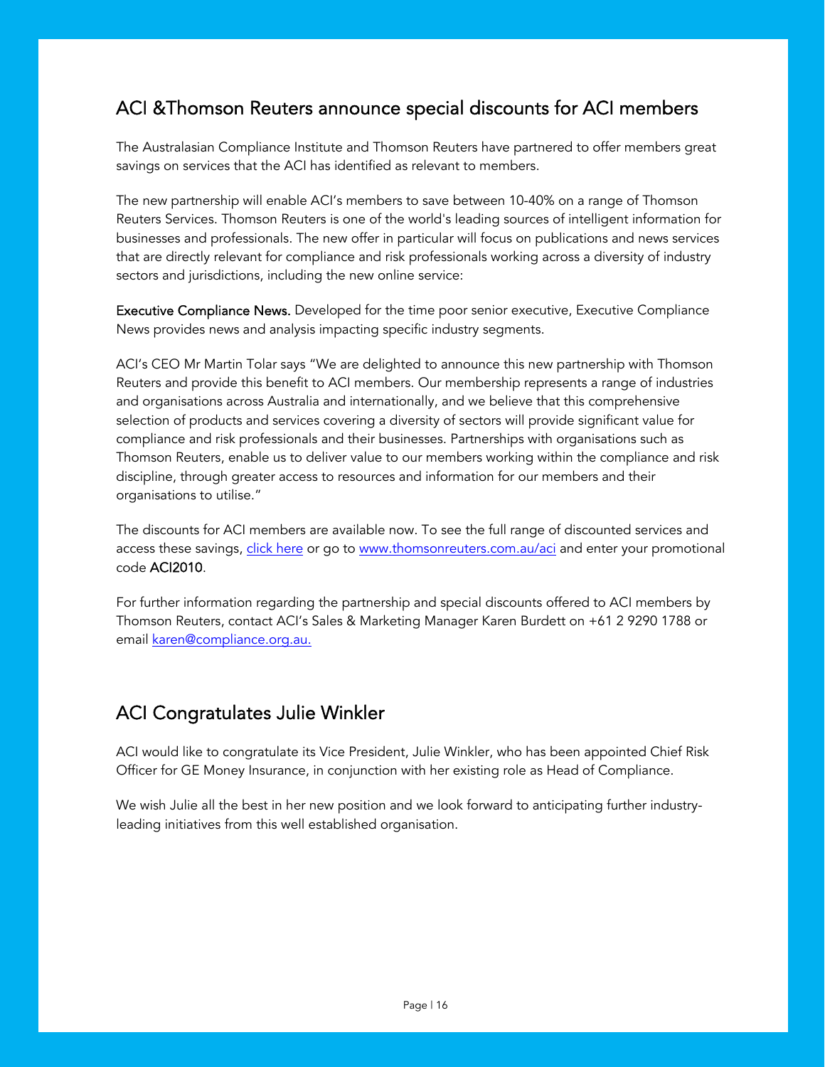## ACI &Thomson Reuters announce special discounts for ACI members

The Australasian Compliance Institute and Thomson Reuters have partnered to offer members great savings on services that the ACI has identified as relevant to members.

The new partnership will enable ACI's members to save between 10-40% on a range of Thomson Reuters Services. Thomson Reuters is one of the world's leading sources of intelligent information for businesses and professionals. The new offer in particular will focus on publications and news services that are directly relevant for compliance and risk professionals working across a diversity of industry sectors and jurisdictions, including the new online service:

**Executive Compliance News.** Developed for the time poor senior executive, Executive Compliance News provides news and analysis impacting specific industry segments.

ACI's CEO Mr Martin Tolar says "We are delighted to announce this new partnership with Thomson Reuters and provide this benefit to ACI members. Our membership represents a range of industries and organisations across Australia and internationally, and we believe that this comprehensive selection of products and services covering a diversity of sectors will provide significant value for compliance and risk professionals and their businesses. Partnerships with organisations such as Thomson Reuters, enable us to deliver value to our members working within the compliance and risk discipline, through greater access to resources and information for our members and their organisations to utilise."

The discounts for ACI members are available now. To see the full range of discounted services and access these savings, click here or go to www.thomsonreuters.com.au/aci and enter your promotional code **ACI2010**.

For further information regarding the partnership and special discounts offered to ACI members by Thomson Reuters, contact ACI's Sales & Marketing Manager Karen Burdett on +61 2 9290 1788 or email karen@compliance.org.au.

## ACI Congratulates Julie Winkler

ACI would like to congratulate its Vice President, Julie Winkler, who has been appointed Chief Risk Officer for GE Money Insurance, in conjunction with her existing role as Head of Compliance.

We wish Julie all the best in her new position and we look forward to anticipating further industry-leading initiatives from this well established organisation.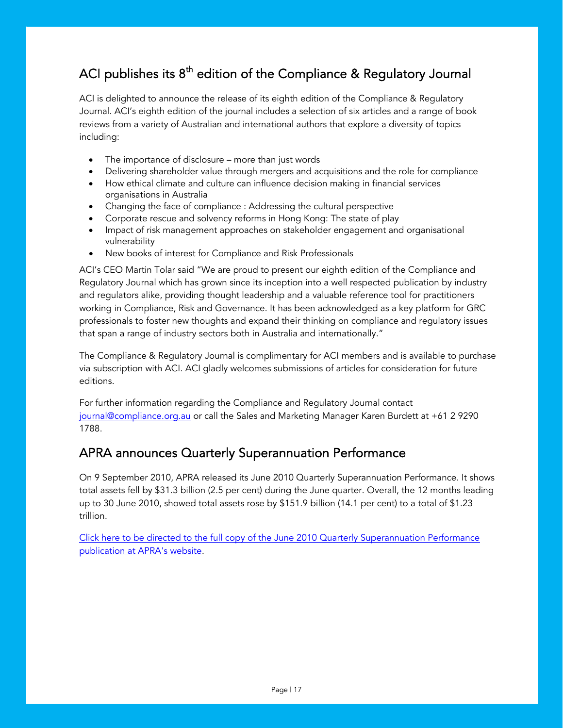## ACI publishes its 8th edition of the Compliance & Regulatory Journal

ACI is delighted to announce the release of its eighth edition of the Compliance & Regulatory Journal. ACI's eighth edition of the journal includes a selection of six articles and a range of book reviews from a variety of Australian and international authors that explore a diversity of topics including:

- The importance of disclosure – more than just words
- Delivering shareholder value through mergers and acquisitions and the role for compliance
- How ethical climate and culture can influence decision making in financial services organisations in Australia
- Changing the face of compliance : Addressing the cultural perspective
- Corporate rescue and solvency reforms in Hong Kong: The state of play
- Impact of risk management approaches on stakeholder engagement and organisational vulnerability
- New books of interest for Compliance and Risk Professionals

ACI's CEO Martin Tolar said "We are proud to present our eighth edition of the Compliance and Regulatory Journal which has grown since its inception into a well respected publication by industry and regulators alike, providing thought leadership and a valuable reference tool for practitioners working in Compliance, Risk and Governance. It has been acknowledged as a key platform for GRC professionals to foster new thoughts and expand their thinking on compliance and regulatory issues that span a range of industry sectors both in Australia and internationally."

The Compliance & Regulatory Journal is complimentary for ACI members and is available to purchase via subscription with ACI. ACI gladly welcomes submissions of articles for consideration for future editions.

For further information regarding the Compliance and Regulatory Journal contact journal@compliance.org.au or call the Sales and Marketing Manager Karen Burdett at +61 2 9290 1788.

## APRA announces Quarterly Superannuation Performance

On 9 September 2010, APRA released its June 2010 Quarterly Superannuation Performance. It shows total assets fell by $31.3 billion (2.5 per cent) during the June quarter. Overall, the 12 months leading up to 30 June 2010, showed total assets rose by $151.9 billion (14.1 per cent) to a total of $1.23 trillion.

Click here to be directed to the full copy of the June 2010 Quarterly Superannuation Performance publication at APRA's website.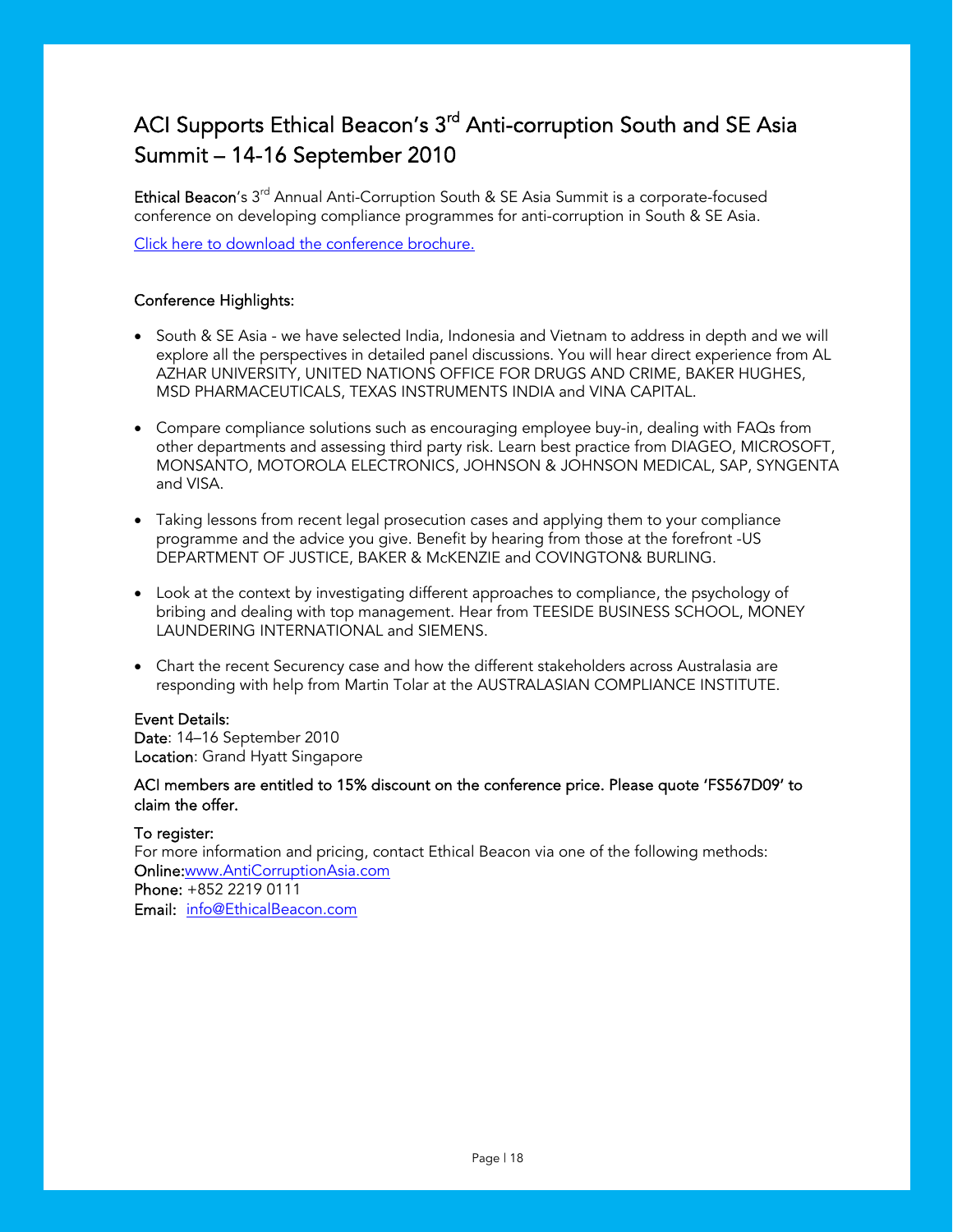# ACI Supports Ethical Beacon's 3rd Anti-corruption South and SE Asia Summit – 14-16 September 2010

**Ethical Beacon**'s 3rd Annual Anti-Corruption South & SE Asia Summit is a corporate-focused conference on developing compliance programmes for anti-corruption in South & SE Asia.

[Click here to download the conference brochure.]

**Conference Highlights:**

- South & SE Asia - we have selected India, Indonesia and Vietnam to address in depth and we will explore all the perspectives in detailed panel discussions. You will hear direct experience from AL AZHAR UNIVERSITY, UNITED NATIONS OFFICE FOR DRUGS AND CRIME, BAKER HUGHES, MSD PHARMACEUTICALS, TEXAS INSTRUMENTS INDIA and VINA CAPITAL.
- Compare compliance solutions such as encouraging employee buy-in, dealing with FAQs from other departments and assessing third party risk. Learn best practice from DIAGEO, MICROSOFT, MONSANTO, MOTOROLA ELECTRONICS, JOHNSON & JOHNSON MEDICAL, SAP, SYNGENTA and VISA.
- Taking lessons from recent legal prosecution cases and applying them to your compliance programme and the advice you give. Benefit by hearing from those at the forefront -US DEPARTMENT OF JUSTICE, BAKER & McKENZIE and COVINGTON& BURLING.
- Look at the context by investigating different approaches to compliance, the psychology of bribing and dealing with top management. Hear from TEESIDE BUSINESS SCHOOL, MONEY LAUNDERING INTERNATIONAL and SIEMENS.
- Chart the recent Securency case and how the different stakeholders across Australasia are responding with help from Martin Tolar at the AUSTRALASIAN COMPLIANCE INSTITUTE.

**Event Details:**
**Date**: 14–16 September 2010
**Location**: Grand Hyatt Singapore

**ACI members are entitled to 15% discount on the conference price. Please quote 'FS567D09' to claim the offer.**

**To register:**
For more information and pricing, contact Ethical Beacon via one of the following methods:
**Online:**www.AntiCorruptionAsia.com
**Phone:** +852 2219 0111
**Email:** info@EthicalBeacon.com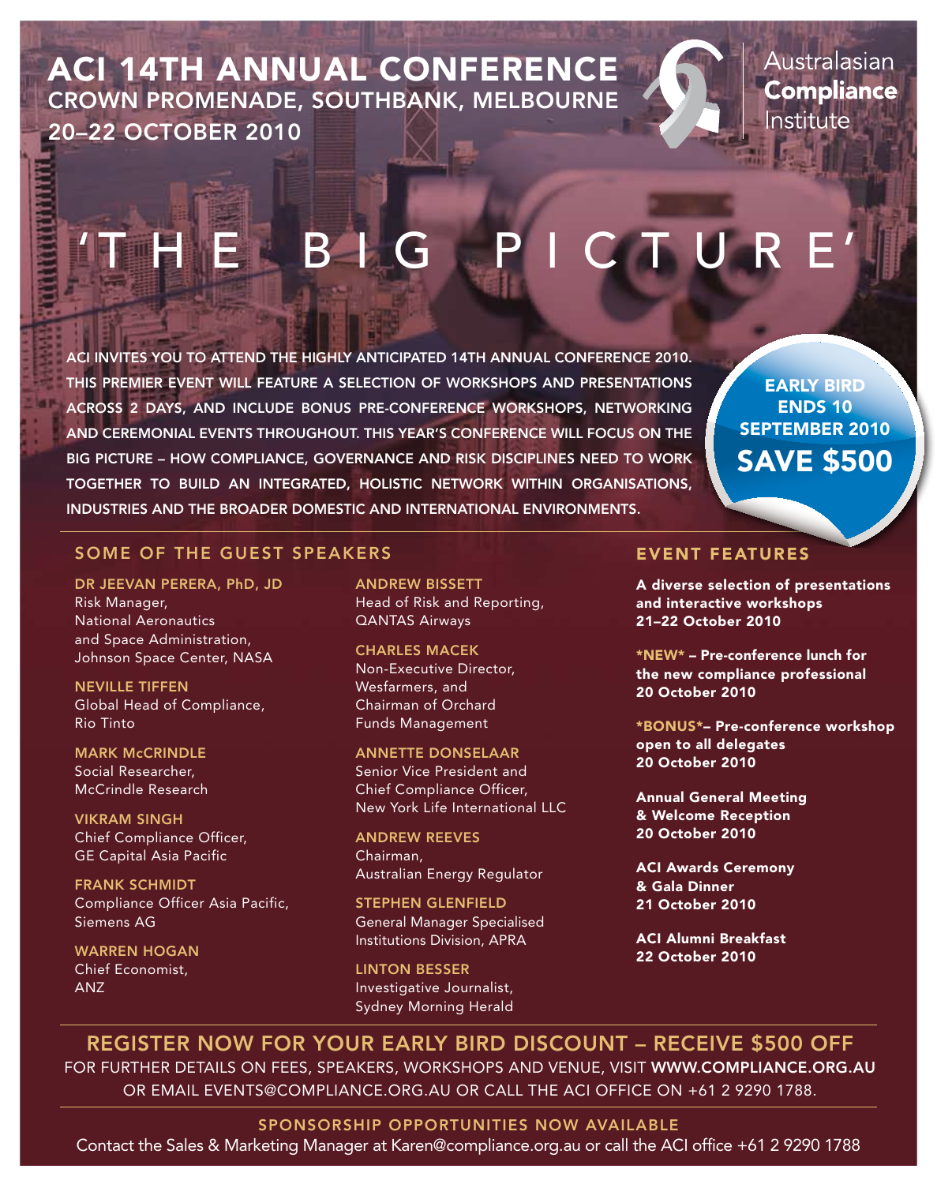# ACI 14TH ANNUAL CONFERENCE

## CROWN PROMENADE, SOUTHBANK, MELBOURNE

## 20–22 OCTOBER 2010

Australasian **Compliance** Institute

# 'THE BIG PICTURE'

ACI INVITES YOU TO ATTEND THE HIGHLY ANTICIPATED 14TH ANNUAL CONFERENCE 2010. THIS PREMIER EVENT WILL FEATURE A SELECTION OF WORKSHOPS AND PRESENTATIONS ACROSS 2 DAYS, AND INCLUDE BONUS PRE-CONFERENCE WORKSHOPS, NETWORKING AND CEREMONIAL EVENTS THROUGHOUT. THIS YEAR'S CONFERENCE WILL FOCUS ON THE BIG PICTURE – HOW COMPLIANCE, GOVERNANCE AND RISK DISCIPLINES NEED TO WORK TOGETHER TO BUILD AN INTEGRATED, HOLISTIC NETWORK WITHIN ORGANISATIONS, INDUSTRIES AND THE BROADER DOMESTIC AND INTERNATIONAL ENVIRONMENTS.

**EARLY BIRD ENDS 10 SEPTEMBER 2010**
**SAVE $500**

## SOME OF THE GUEST SPEAKERS

**DR JEEVAN PERERA, PhD, JD**
Risk Manager,
National Aeronautics and Space Administration,
Johnson Space Center, NASA

**NEVILLE TIFFEN**
Global Head of Compliance,
Rio Tinto

**MARK McCRINDLE**
Social Researcher,
McCrindle Research

**VIKRAM SINGH**
Chief Compliance Officer,
GE Capital Asia Pacific

**FRANK SCHMIDT**
Compliance Officer Asia Pacific,
Siemens AG

**WARREN HOGAN**
Chief Economist,
ANZ

**ANDREW BISSETT**
Head of Risk and Reporting,
QANTAS Airways

**CHARLES MACEK**
Non-Executive Director,
Wesfarmers, and
Chairman of Orchard Funds Management

**ANNETTE DONSELAAR**
Senior Vice President and
Chief Compliance Officer,
New York Life International LLC

**ANDREW REEVES**
Chairman,
Australian Energy Regulator

**STEPHEN GLENFIELD**
General Manager Specialised Institutions Division, APRA

**LINTON BESSER**
Investigative Journalist,
Sydney Morning Herald

## EVENT FEATURES

**A diverse selection of presentations and interactive workshops**
**21–22 October 2010**

***NEW* – Pre-conference lunch for the new compliance professional**
**20 October 2010**

***BONUS*– Pre-conference workshop open to all delegates**
**20 October 2010**

**Annual General Meeting & Welcome Reception**
**20 October 2010**

**ACI Awards Ceremony & Gala Dinner**
**21 October 2010**

**ACI Alumni Breakfast**
**22 October 2010**

## REGISTER NOW FOR YOUR EARLY BIRD DISCOUNT – RECEIVE $500 OFF

FOR FURTHER DETAILS ON FEES, SPEAKERS, WORKSHOPS AND VENUE, VISIT **WWW.COMPLIANCE.ORG.AU** OR EMAIL EVENTS@COMPLIANCE.ORG.AU OR CALL THE ACI OFFICE ON +61 2 9290 1788.

### SPONSORSHIP OPPORTUNITIES NOW AVAILABLE

Contact the Sales & Marketing Manager at Karen@compliance.org.au or call the ACI office +61 2 9290 1788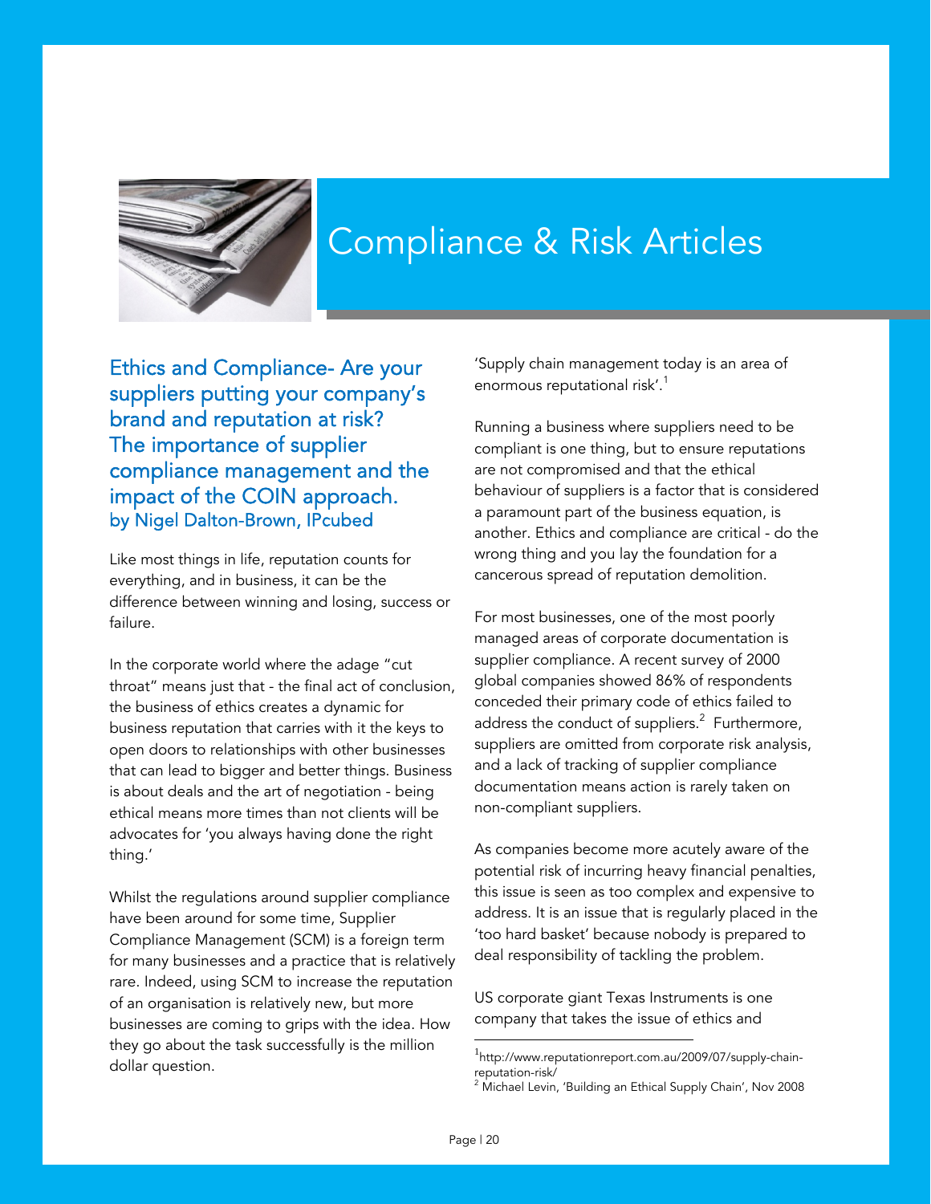# Compliance & Risk Articles

## Ethics and Compliance- Are your suppliers putting your company's brand and reputation at risk? The importance of supplier compliance management and the impact of the COIN approach.

### by Nigel Dalton-Brown, IPcubed

Like most things in life, reputation counts for everything, and in business, it can be the difference between winning and losing, success or failure.

In the corporate world where the adage "cut throat" means just that - the final act of conclusion, the business of ethics creates a dynamic for business reputation that carries with it the keys to open doors to relationships with other businesses that can lead to bigger and better things. Business is about deals and the art of negotiation - being ethical means more times than not clients will be advocates for 'you always having done the right thing.'

Whilst the regulations around supplier compliance have been around for some time, Supplier Compliance Management (SCM) is a foreign term for many businesses and a practice that is relatively rare. Indeed, using SCM to increase the reputation of an organisation is relatively new, but more businesses are coming to grips with the idea. How they go about the task successfully is the million dollar question.

'Supply chain management today is an area of enormous reputational risk'.[1]

Running a business where suppliers need to be compliant is one thing, but to ensure reputations are not compromised and that the ethical behaviour of suppliers is a factor that is considered a paramount part of the business equation, is another. Ethics and compliance are critical - do the wrong thing and you lay the foundation for a cancerous spread of reputation demolition.

For most businesses, one of the most poorly managed areas of corporate documentation is supplier compliance. A recent survey of 2000 global companies showed 86% of respondents conceded their primary code of ethics failed to address the conduct of suppliers.[2] Furthermore, suppliers are omitted from corporate risk analysis, and a lack of tracking of supplier compliance documentation means action is rarely taken on non-compliant suppliers.

As companies become more acutely aware of the potential risk of incurring heavy financial penalties, this issue is seen as too complex and expensive to address. It is an issue that is regularly placed in the 'too hard basket' because nobody is prepared to deal responsibility of tackling the problem.

US corporate giant Texas Instruments is one company that takes the issue of ethics and

---

[1] http://www.reputationreport.com.au/2009/07/supply-chain-reputation-risk/

[2] Michael Levin, 'Building an Ethical Supply Chain', Nov 2008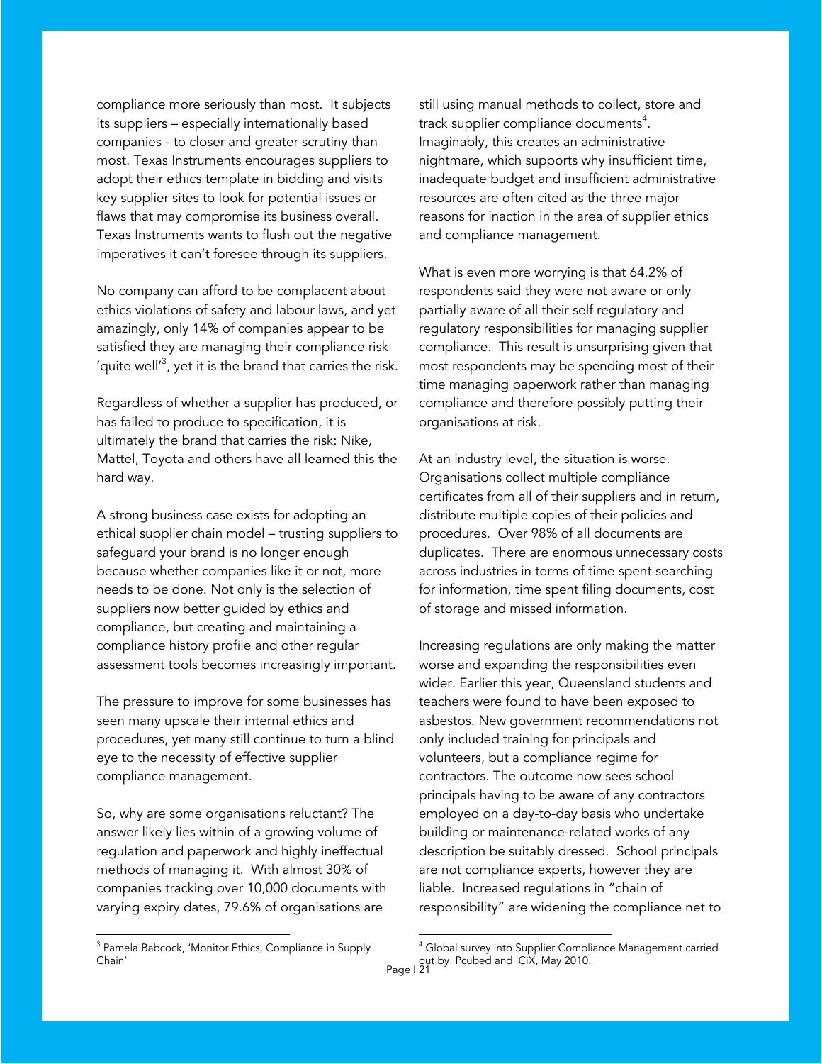compliance more seriously than most. It subjects its suppliers – especially internationally based companies - to closer and greater scrutiny than most. Texas Instruments encourages suppliers to adopt their ethics template in bidding and visits key supplier sites to look for potential issues or flaws that may compromise its business overall. Texas Instruments wants to flush out the negative imperatives it can't foresee through its suppliers.

No company can afford to be complacent about ethics violations of safety and labour laws, and yet amazingly, only 14% of companies appear to be satisfied they are managing their compliance risk 'quite well'[3], yet it is the brand that carries the risk.

Regardless of whether a supplier has produced, or has failed to produce to specification, it is ultimately the brand that carries the risk: Nike, Mattel, Toyota and others have all learned this the hard way.

A strong business case exists for adopting an ethical supplier chain model – trusting suppliers to safeguard your brand is no longer enough because whether companies like it or not, more needs to be done. Not only is the selection of suppliers now better guided by ethics and compliance, but creating and maintaining a compliance history profile and other regular assessment tools becomes increasingly important.

The pressure to improve for some businesses has seen many upscale their internal ethics and procedures, yet many still continue to turn a blind eye to the necessity of effective supplier compliance management.

So, why are some organisations reluctant? The answer likely lies within of a growing volume of regulation and paperwork and highly ineffectual methods of managing it. With almost 30% of companies tracking over 10,000 documents with varying expiry dates, 79.6% of organisations are still using manual methods to collect, store and track supplier compliance documents[4]. Imaginably, this creates an administrative nightmare, which supports why insufficient time, inadequate budget and insufficient administrative resources are often cited as the three major reasons for inaction in the area of supplier ethics and compliance management.

What is even more worrying is that 64.2% of respondents said they were not aware or only partially aware of all their self regulatory and regulatory responsibilities for managing supplier compliance. This result is unsurprising given that most respondents may be spending most of their time managing paperwork rather than managing compliance and therefore possibly putting their organisations at risk.

At an industry level, the situation is worse. Organisations collect multiple compliance certificates from all of their suppliers and in return, distribute multiple copies of their policies and procedures. Over 98% of all documents are duplicates. There are enormous unnecessary costs across industries in terms of time spent searching for information, time spent filing documents, cost of storage and missed information.

Increasing regulations are only making the matter worse and expanding the responsibilities even wider. Earlier this year, Queensland students and teachers were found to have been exposed to asbestos. New government recommendations not only included training for principals and volunteers, but a compliance regime for contractors. The outcome now sees school principals having to be aware of any contractors employed on a day-to-day basis who undertake building or maintenance-related works of any description be suitably dressed. School principals are not compliance experts, however they are liable. Increased regulations in "chain of responsibility" are widening the compliance net to

---

[3] Pamela Babcock, 'Monitor Ethics, Compliance in Supply Chain'

[4] Global survey into Supplier Compliance Management carried out by IPcubed and iCiX, May 2010.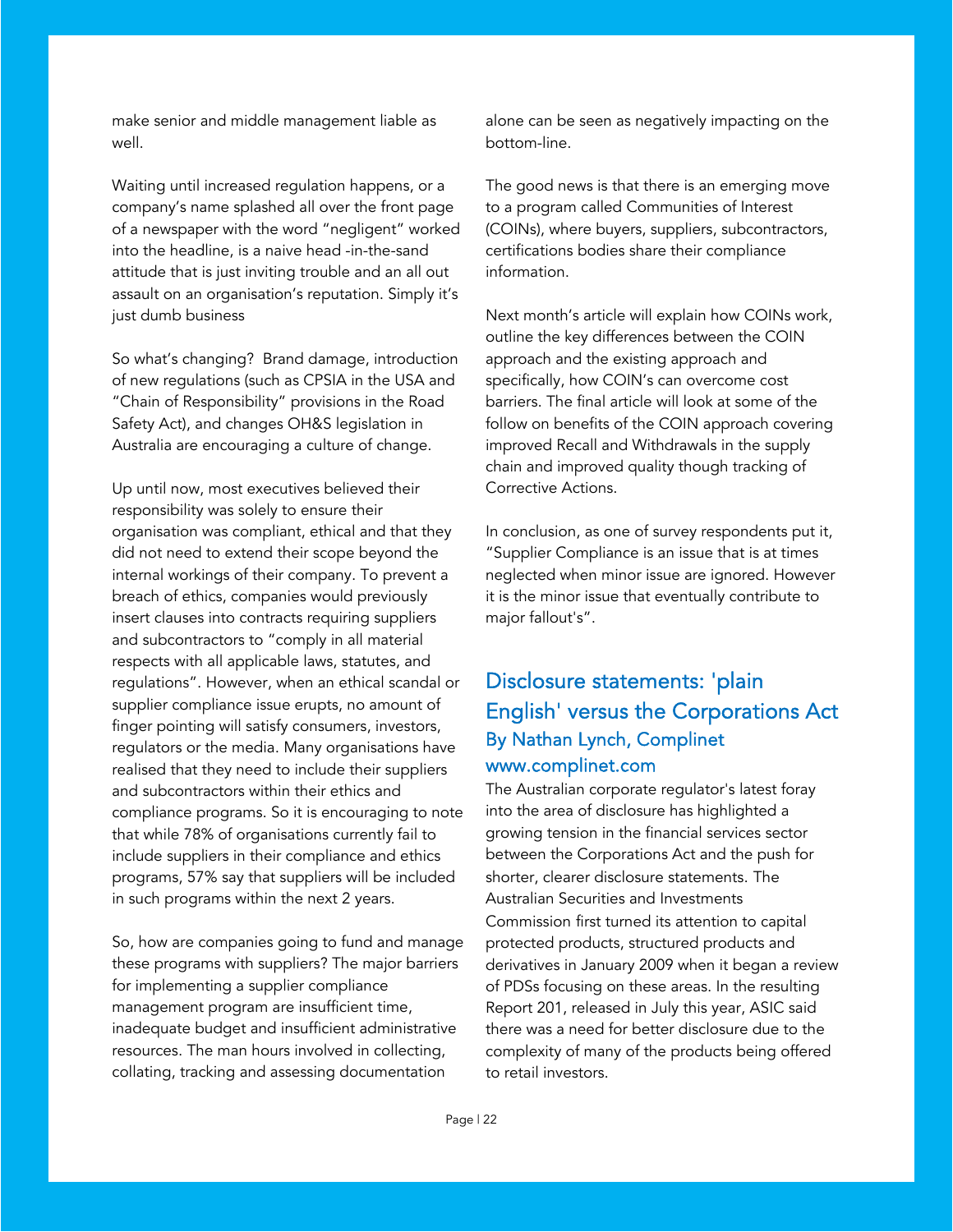make senior and middle management liable as well.

Waiting until increased regulation happens, or a company's name splashed all over the front page of a newspaper with the word "negligent" worked into the headline, is a naive head -in-the-sand attitude that is just inviting trouble and an all out assault on an organisation's reputation. Simply it's just dumb business

So what's changing?  Brand damage, introduction of new regulations (such as CPSIA in the USA and "Chain of Responsibility" provisions in the Road Safety Act), and changes OH&S legislation in Australia are encouraging a culture of change.

Up until now, most executives believed their responsibility was solely to ensure their organisation was compliant, ethical and that they did not need to extend their scope beyond the internal workings of their company. To prevent a breach of ethics, companies would previously insert clauses into contracts requiring suppliers and subcontractors to "comply in all material respects with all applicable laws, statutes, and regulations". However, when an ethical scandal or supplier compliance issue erupts, no amount of finger pointing will satisfy consumers, investors, regulators or the media. Many organisations have realised that they need to include their suppliers and subcontractors within their ethics and compliance programs. So it is encouraging to note that while 78% of organisations currently fail to include suppliers in their compliance and ethics programs, 57% say that suppliers will be included in such programs within the next 2 years.

So, how are companies going to fund and manage these programs with suppliers? The major barriers for implementing a supplier compliance management program are insufficient time, inadequate budget and insufficient administrative resources. The man hours involved in collecting, collating, tracking and assessing documentation alone can be seen as negatively impacting on the bottom-line.

The good news is that there is an emerging move to a program called Communities of Interest (COINs), where buyers, suppliers, subcontractors, certifications bodies share their compliance information.

Next month's article will explain how COINs work, outline the key differences between the COIN approach and the existing approach and specifically, how COIN's can overcome cost barriers. The final article will look at some of the follow on benefits of the COIN approach covering improved Recall and Withdrawals in the supply chain and improved quality though tracking of Corrective Actions.

In conclusion, as one of survey respondents put it, "Supplier Compliance is an issue that is at times neglected when minor issue are ignored. However it is the minor issue that eventually contribute to major fallout's".

## Disclosure statements: 'plain English' versus the Corporations Act

### By Nathan Lynch, Complinet
### www.complinet.com

The Australian corporate regulator's latest foray into the area of disclosure has highlighted a growing tension in the financial services sector between the Corporations Act and the push for shorter, clearer disclosure statements. The Australian Securities and Investments Commission first turned its attention to capital protected products, structured products and derivatives in January 2009 when it began a review of PDSs focusing on these areas. In the resulting Report 201, released in July this year, ASIC said there was a need for better disclosure due to the complexity of many of the products being offered to retail investors.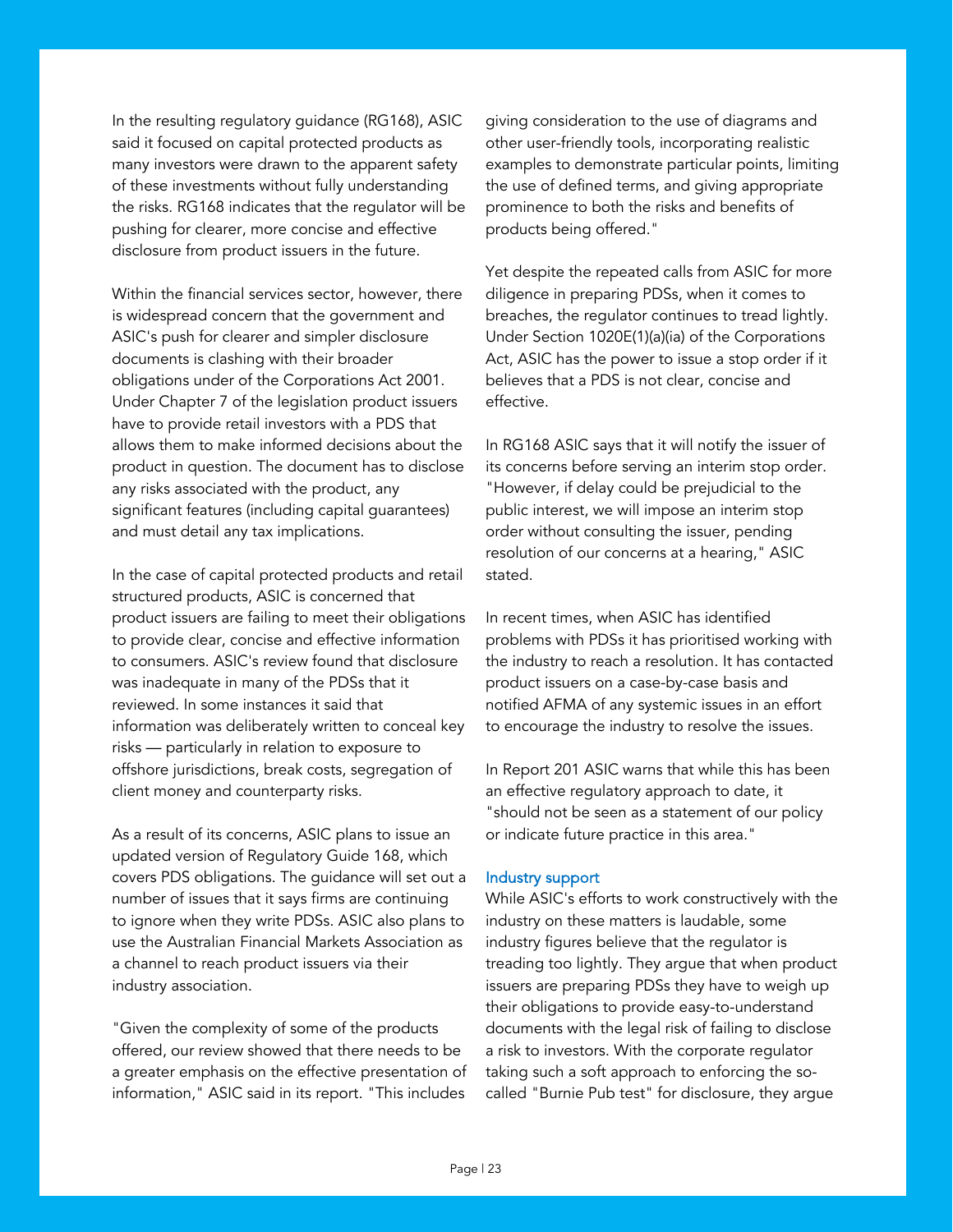In the resulting regulatory guidance (RG168), ASIC said it focused on capital protected products as many investors were drawn to the apparent safety of these investments without fully understanding the risks. RG168 indicates that the regulator will be pushing for clearer, more concise and effective disclosure from product issuers in the future.

Within the financial services sector, however, there is widespread concern that the government and ASIC's push for clearer and simpler disclosure documents is clashing with their broader obligations under of the Corporations Act 2001. Under Chapter 7 of the legislation product issuers have to provide retail investors with a PDS that allows them to make informed decisions about the product in question. The document has to disclose any risks associated with the product, any significant features (including capital guarantees) and must detail any tax implications.

In the case of capital protected products and retail structured products, ASIC is concerned that product issuers are failing to meet their obligations to provide clear, concise and effective information to consumers. ASIC's review found that disclosure was inadequate in many of the PDSs that it reviewed. In some instances it said that information was deliberately written to conceal key risks — particularly in relation to exposure to offshore jurisdictions, break costs, segregation of client money and counterparty risks.

As a result of its concerns, ASIC plans to issue an updated version of Regulatory Guide 168, which covers PDS obligations. The guidance will set out a number of issues that it says firms are continuing to ignore when they write PDSs. ASIC also plans to use the Australian Financial Markets Association as a channel to reach product issuers via their industry association.

"Given the complexity of some of the products offered, our review showed that there needs to be a greater emphasis on the effective presentation of information," ASIC said in its report. "This includes giving consideration to the use of diagrams and other user-friendly tools, incorporating realistic examples to demonstrate particular points, limiting the use of defined terms, and giving appropriate prominence to both the risks and benefits of products being offered."

Yet despite the repeated calls from ASIC for more diligence in preparing PDSs, when it comes to breaches, the regulator continues to tread lightly. Under Section 1020E(1)(a)(ia) of the Corporations Act, ASIC has the power to issue a stop order if it believes that a PDS is not clear, concise and effective.

In RG168 ASIC says that it will notify the issuer of its concerns before serving an interim stop order. "However, if delay could be prejudicial to the public interest, we will impose an interim stop order without consulting the issuer, pending resolution of our concerns at a hearing," ASIC stated.

In recent times, when ASIC has identified problems with PDSs it has prioritised working with the industry to reach a resolution. It has contacted product issuers on a case-by-case basis and notified AFMA of any systemic issues in an effort to encourage the industry to resolve the issues.

In Report 201 ASIC warns that while this has been an effective regulatory approach to date, it "should not be seen as a statement of our policy or indicate future practice in this area."

### Industry support

While ASIC's efforts to work constructively with the industry on these matters is laudable, some industry figures believe that the regulator is treading too lightly. They argue that when product issuers are preparing PDSs they have to weigh up their obligations to provide easy-to-understand documents with the legal risk of failing to disclose a risk to investors. With the corporate regulator taking such a soft approach to enforcing the so-called "Burnie Pub test" for disclosure, they argue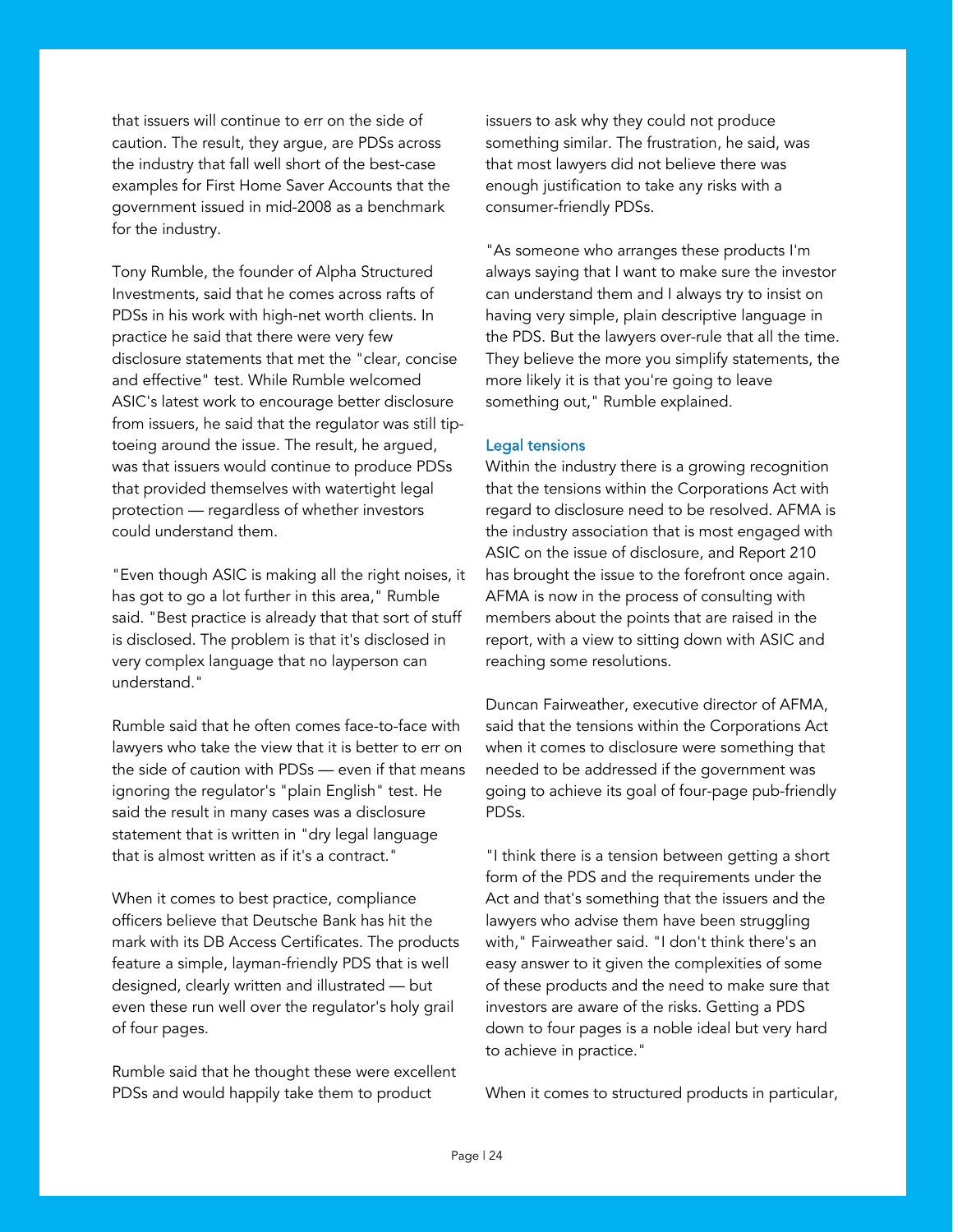that issuers will continue to err on the side of caution. The result, they argue, are PDSs across the industry that fall well short of the best-case examples for First Home Saver Accounts that the government issued in mid-2008 as a benchmark for the industry.

Tony Rumble, the founder of Alpha Structured Investments, said that he comes across rafts of PDSs in his work with high-net worth clients. In practice he said that there were very few disclosure statements that met the "clear, concise and effective" test. While Rumble welcomed ASIC's latest work to encourage better disclosure from issuers, he said that the regulator was still tip-toeing around the issue. The result, he argued, was that issuers would continue to produce PDSs that provided themselves with watertight legal protection — regardless of whether investors could understand them.

"Even though ASIC is making all the right noises, it has got to go a lot further in this area," Rumble said. "Best practice is already that that sort of stuff is disclosed. The problem is that it's disclosed in very complex language that no layperson can understand."

Rumble said that he often comes face-to-face with lawyers who take the view that it is better to err on the side of caution with PDSs — even if that means ignoring the regulator's "plain English" test. He said the result in many cases was a disclosure statement that is written in "dry legal language that is almost written as if it's a contract."

When it comes to best practice, compliance officers believe that Deutsche Bank has hit the mark with its DB Access Certificates. The products feature a simple, layman-friendly PDS that is well designed, clearly written and illustrated — but even these run well over the regulator's holy grail of four pages.

Rumble said that he thought these were excellent PDSs and would happily take them to product issuers to ask why they could not produce something similar. The frustration, he said, was that most lawyers did not believe there was enough justification to take any risks with a consumer-friendly PDSs.

"As someone who arranges these products I'm always saying that I want to make sure the investor can understand them and I always try to insist on having very simple, plain descriptive language in the PDS. But the lawyers over-rule that all the time. They believe the more you simplify statements, the more likely it is that you're going to leave something out," Rumble explained.

### Legal tensions

Within the industry there is a growing recognition that the tensions within the Corporations Act with regard to disclosure need to be resolved. AFMA is the industry association that is most engaged with ASIC on the issue of disclosure, and Report 210 has brought the issue to the forefront once again. AFMA is now in the process of consulting with members about the points that are raised in the report, with a view to sitting down with ASIC and reaching some resolutions.

Duncan Fairweather, executive director of AFMA, said that the tensions within the Corporations Act when it comes to disclosure were something that needed to be addressed if the government was going to achieve its goal of four-page pub-friendly PDSs.

"I think there is a tension between getting a short form of the PDS and the requirements under the Act and that's something that the issuers and the lawyers who advise them have been struggling with," Fairweather said. "I don't think there's an easy answer to it given the complexities of some of these products and the need to make sure that investors are aware of the risks. Getting a PDS down to four pages is a noble ideal but very hard to achieve in practice."

When it comes to structured products in particular,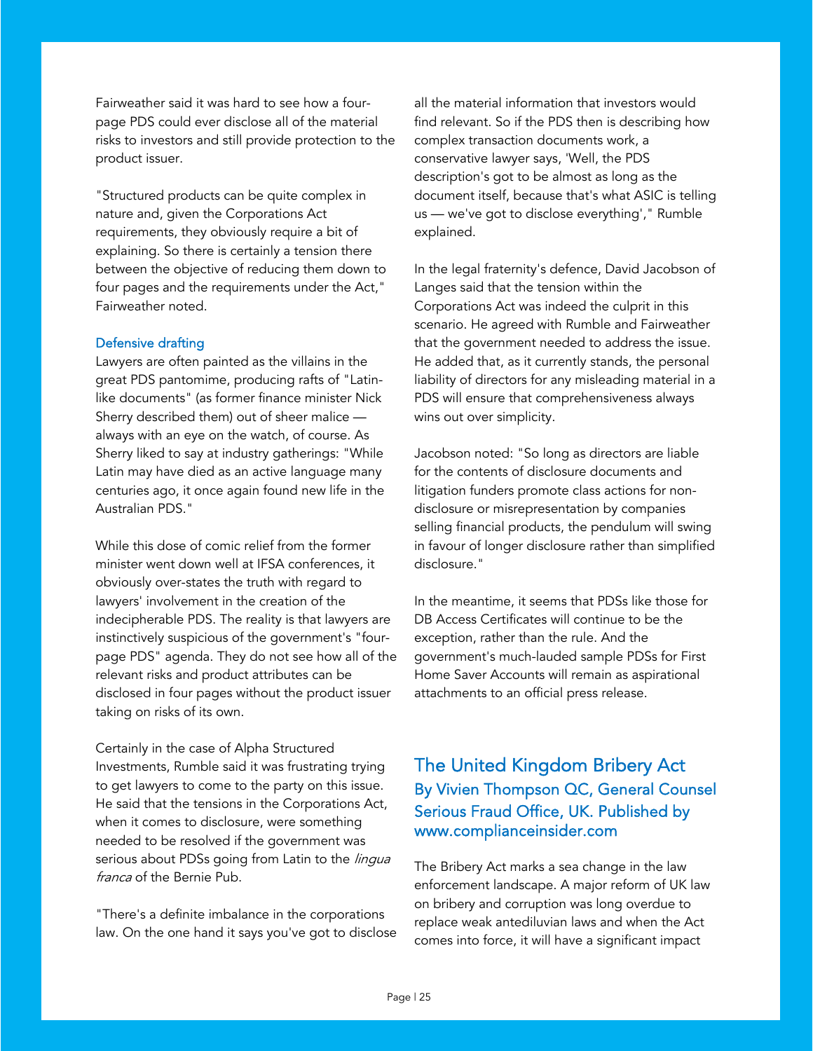Fairweather said it was hard to see how a four-page PDS could ever disclose all of the material risks to investors and still provide protection to the product issuer.

"Structured products can be quite complex in nature and, given the Corporations Act requirements, they obviously require a bit of explaining. So there is certainly a tension there between the objective of reducing them down to four pages and the requirements under the Act," Fairweather noted.

### Defensive drafting

Lawyers are often painted as the villains in the great PDS pantomime, producing rafts of "Latin-like documents" (as former finance minister Nick Sherry described them) out of sheer malice — always with an eye on the watch, of course. As Sherry liked to say at industry gatherings: "While Latin may have died as an active language many centuries ago, it once again found new life in the Australian PDS."

While this dose of comic relief from the former minister went down well at IFSA conferences, it obviously over-states the truth with regard to lawyers' involvement in the creation of the indecipherable PDS. The reality is that lawyers are instinctively suspicious of the government's "four-page PDS" agenda. They do not see how all of the relevant risks and product attributes can be disclosed in four pages without the product issuer taking on risks of its own.

Certainly in the case of Alpha Structured Investments, Rumble said it was frustrating trying to get lawyers to come to the party on this issue. He said that the tensions in the Corporations Act, when it comes to disclosure, were something needed to be resolved if the government was serious about PDSs going from Latin to the *lingua franca* of the Bernie Pub.

"There's a definite imbalance in the corporations law. On the one hand it says you've got to disclose all the material information that investors would find relevant. So if the PDS then is describing how complex transaction documents work, a conservative lawyer says, 'Well, the PDS description's got to be almost as long as the document itself, because that's what ASIC is telling us — we've got to disclose everything'," Rumble explained.

In the legal fraternity's defence, David Jacobson of Langes said that the tension within the Corporations Act was indeed the culprit in this scenario. He agreed with Rumble and Fairweather that the government needed to address the issue. He added that, as it currently stands, the personal liability of directors for any misleading material in a PDS will ensure that comprehensiveness always wins out over simplicity.

Jacobson noted: "So long as directors are liable for the contents of disclosure documents and litigation funders promote class actions for non-disclosure or misrepresentation by companies selling financial products, the pendulum will swing in favour of longer disclosure rather than simplified disclosure."

In the meantime, it seems that PDSs like those for DB Access Certificates will continue to be the exception, rather than the rule. And the government's much-lauded sample PDSs for First Home Saver Accounts will remain as aspirational attachments to an official press release.

## The United Kingdom Bribery Act

### By Vivien Thompson QC, General Counsel Serious Fraud Office, UK. Published by www.complianceinsider.com

The Bribery Act marks a sea change in the law enforcement landscape. A major reform of UK law on bribery and corruption was long overdue to replace weak antediluvian laws and when the Act comes into force, it will have a significant impact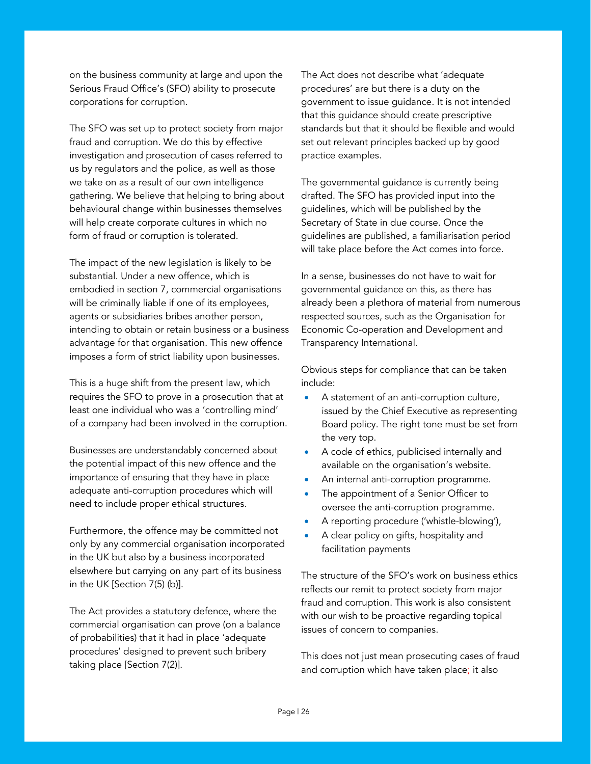on the business community at large and upon the Serious Fraud Office's (SFO) ability to prosecute corporations for corruption.

The SFO was set up to protect society from major fraud and corruption. We do this by effective investigation and prosecution of cases referred to us by regulators and the police, as well as those we take on as a result of our own intelligence gathering. We believe that helping to bring about behavioural change within businesses themselves will help create corporate cultures in which no form of fraud or corruption is tolerated.

The impact of the new legislation is likely to be substantial. Under a new offence, which is embodied in section 7, commercial organisations will be criminally liable if one of its employees, agents or subsidiaries bribes another person, intending to obtain or retain business or a business advantage for that organisation. This new offence imposes a form of strict liability upon businesses.

This is a huge shift from the present law, which requires the SFO to prove in a prosecution that at least one individual who was a 'controlling mind' of a company had been involved in the corruption.

Businesses are understandably concerned about the potential impact of this new offence and the importance of ensuring that they have in place adequate anti-corruption procedures which will need to include proper ethical structures.

Furthermore, the offence may be committed not only by any commercial organisation incorporated in the UK but also by a business incorporated elsewhere but carrying on any part of its business in the UK [Section 7(5) (b)].

The Act provides a statutory defence, where the commercial organisation can prove (on a balance of probabilities) that it had in place 'adequate procedures' designed to prevent such bribery taking place [Section 7(2)].

The Act does not describe what 'adequate procedures' are but there is a duty on the government to issue guidance. It is not intended that this guidance should create prescriptive standards but that it should be flexible and would set out relevant principles backed up by good practice examples.

The governmental guidance is currently being drafted. The SFO has provided input into the guidelines, which will be published by the Secretary of State in due course. Once the guidelines are published, a familiarisation period will take place before the Act comes into force.

In a sense, businesses do not have to wait for governmental guidance on this, as there has already been a plethora of material from numerous respected sources, such as the Organisation for Economic Co-operation and Development and Transparency International.

Obvious steps for compliance that can be taken include:

- A statement of an anti-corruption culture, issued by the Chief Executive as representing Board policy. The right tone must be set from the very top.
- A code of ethics, publicised internally and available on the organisation's website.
- An internal anti-corruption programme.
- The appointment of a Senior Officer to oversee the anti-corruption programme.
- A reporting procedure ('whistle-blowing'),
- A clear policy on gifts, hospitality and facilitation payments

The structure of the SFO's work on business ethics reflects our remit to protect society from major fraud and corruption. This work is also consistent with our wish to be proactive regarding topical issues of concern to companies.

This does not just mean prosecuting cases of fraud and corruption which have taken place; it also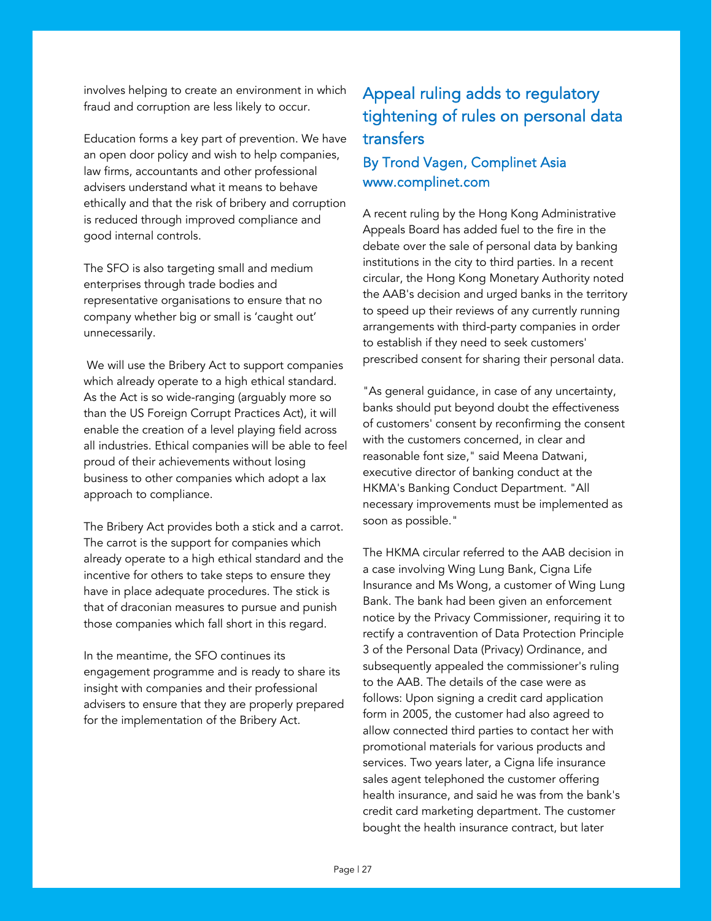involves helping to create an environment in which fraud and corruption are less likely to occur.

Education forms a key part of prevention. We have an open door policy and wish to help companies, law firms, accountants and other professional advisers understand what it means to behave ethically and that the risk of bribery and corruption is reduced through improved compliance and good internal controls.

The SFO is also targeting small and medium enterprises through trade bodies and representative organisations to ensure that no company whether big or small is 'caught out' unnecessarily.

We will use the Bribery Act to support companies which already operate to a high ethical standard. As the Act is so wide-ranging (arguably more so than the US Foreign Corrupt Practices Act), it will enable the creation of a level playing field across all industries. Ethical companies will be able to feel proud of their achievements without losing business to other companies which adopt a lax approach to compliance.

The Bribery Act provides both a stick and a carrot. The carrot is the support for companies which already operate to a high ethical standard and the incentive for others to take steps to ensure they have in place adequate procedures. The stick is that of draconian measures to pursue and punish those companies which fall short in this regard.

In the meantime, the SFO continues its engagement programme and is ready to share its insight with companies and their professional advisers to ensure that they are properly prepared for the implementation of the Bribery Act.

## Appeal ruling adds to regulatory tightening of rules on personal data transfers

### By Trond Vagen, Complinet Asia www.complinet.com

A recent ruling by the Hong Kong Administrative Appeals Board has added fuel to the fire in the debate over the sale of personal data by banking institutions in the city to third parties. In a recent circular, the Hong Kong Monetary Authority noted the AAB's decision and urged banks in the territory to speed up their reviews of any currently running arrangements with third-party companies in order to establish if they need to seek customers' prescribed consent for sharing their personal data.

"As general guidance, in case of any uncertainty, banks should put beyond doubt the effectiveness of customers' consent by reconfirming the consent with the customers concerned, in clear and reasonable font size," said Meena Datwani, executive director of banking conduct at the HKMA's Banking Conduct Department. "All necessary improvements must be implemented as soon as possible."

The HKMA circular referred to the AAB decision in a case involving Wing Lung Bank, Cigna Life Insurance and Ms Wong, a customer of Wing Lung Bank. The bank had been given an enforcement notice by the Privacy Commissioner, requiring it to rectify a contravention of Data Protection Principle 3 of the Personal Data (Privacy) Ordinance, and subsequently appealed the commissioner's ruling to the AAB. The details of the case were as follows: Upon signing a credit card application form in 2005, the customer had also agreed to allow connected third parties to contact her with promotional materials for various products and services. Two years later, a Cigna life insurance sales agent telephoned the customer offering health insurance, and said he was from the bank's credit card marketing department. The customer bought the health insurance contract, but later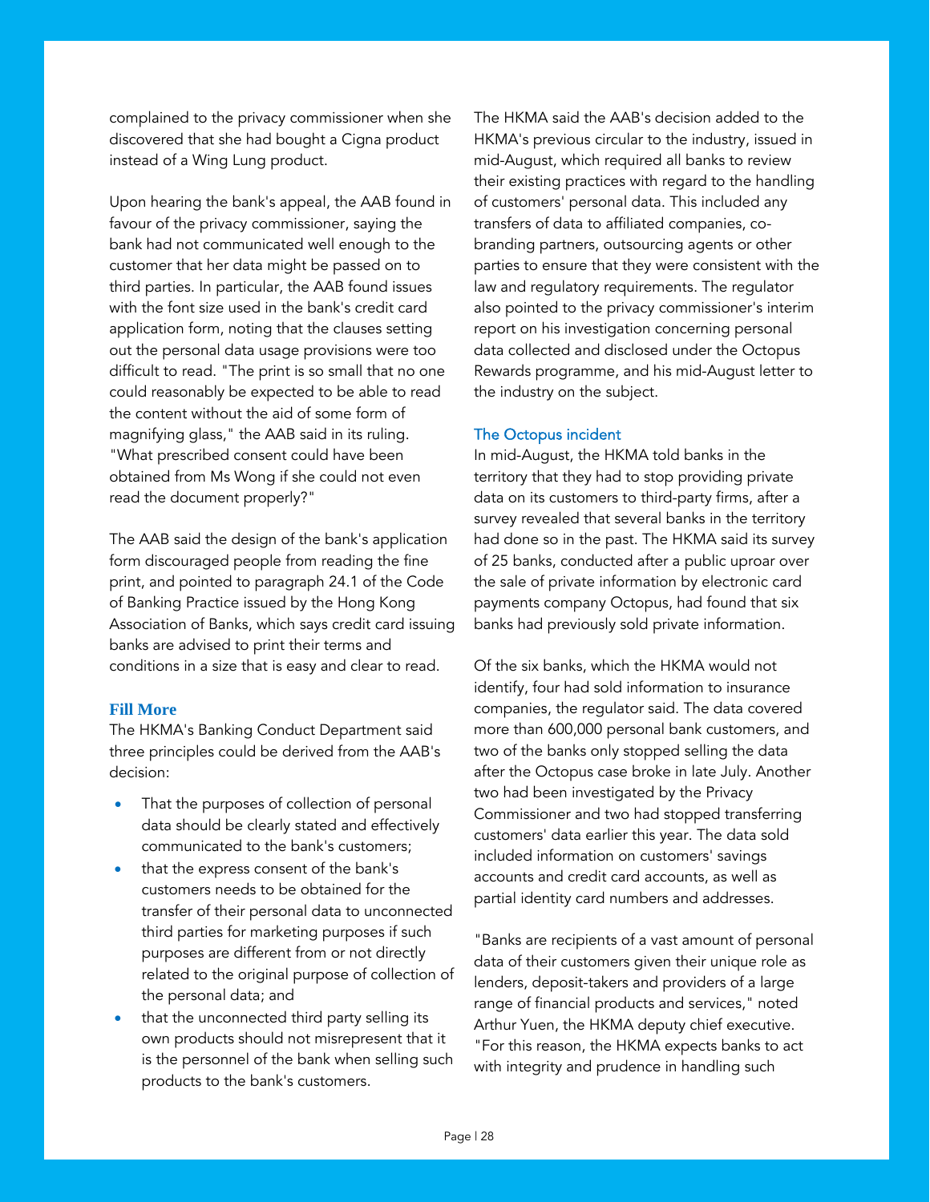complained to the privacy commissioner when she discovered that she had bought a Cigna product instead of a Wing Lung product.

Upon hearing the bank's appeal, the AAB found in favour of the privacy commissioner, saying the bank had not communicated well enough to the customer that her data might be passed on to third parties. In particular, the AAB found issues with the font size used in the bank's credit card application form, noting that the clauses setting out the personal data usage provisions were too difficult to read. "The print is so small that no one could reasonably be expected to be able to read the content without the aid of some form of magnifying glass," the AAB said in its ruling. "What prescribed consent could have been obtained from Ms Wong if she could not even read the document properly?"

The AAB said the design of the bank's application form discouraged people from reading the fine print, and pointed to paragraph 24.1 of the Code of Banking Practice issued by the Hong Kong Association of Banks, which says credit card issuing banks are advised to print their terms and conditions in a size that is easy and clear to read.

### Fill More

The HKMA's Banking Conduct Department said three principles could be derived from the AAB's decision:

- That the purposes of collection of personal data should be clearly stated and effectively communicated to the bank's customers;
- that the express consent of the bank's customers needs to be obtained for the transfer of their personal data to unconnected third parties for marketing purposes if such purposes are different from or not directly related to the original purpose of collection of the personal data; and
- that the unconnected third party selling its own products should not misrepresent that it is the personnel of the bank when selling such products to the bank's customers.

The HKMA said the AAB's decision added to the HKMA's previous circular to the industry, issued in mid-August, which required all banks to review their existing practices with regard to the handling of customers' personal data. This included any transfers of data to affiliated companies, co-branding partners, outsourcing agents or other parties to ensure that they were consistent with the law and regulatory requirements. The regulator also pointed to the privacy commissioner's interim report on his investigation concerning personal data collected and disclosed under the Octopus Rewards programme, and his mid-August letter to the industry on the subject.

### The Octopus incident

In mid-August, the HKMA told banks in the territory that they had to stop providing private data on its customers to third-party firms, after a survey revealed that several banks in the territory had done so in the past. The HKMA said its survey of 25 banks, conducted after a public uproar over the sale of private information by electronic card payments company Octopus, had found that six banks had previously sold private information.

Of the six banks, which the HKMA would not identify, four had sold information to insurance companies, the regulator said. The data covered more than 600,000 personal bank customers, and two of the banks only stopped selling the data after the Octopus case broke in late July. Another two had been investigated by the Privacy Commissioner and two had stopped transferring customers' data earlier this year. The data sold included information on customers' savings accounts and credit card accounts, as well as partial identity card numbers and addresses.

"Banks are recipients of a vast amount of personal data of their customers given their unique role as lenders, deposit-takers and providers of a large range of financial products and services," noted Arthur Yuen, the HKMA deputy chief executive. "For this reason, the HKMA expects banks to act with integrity and prudence in handling such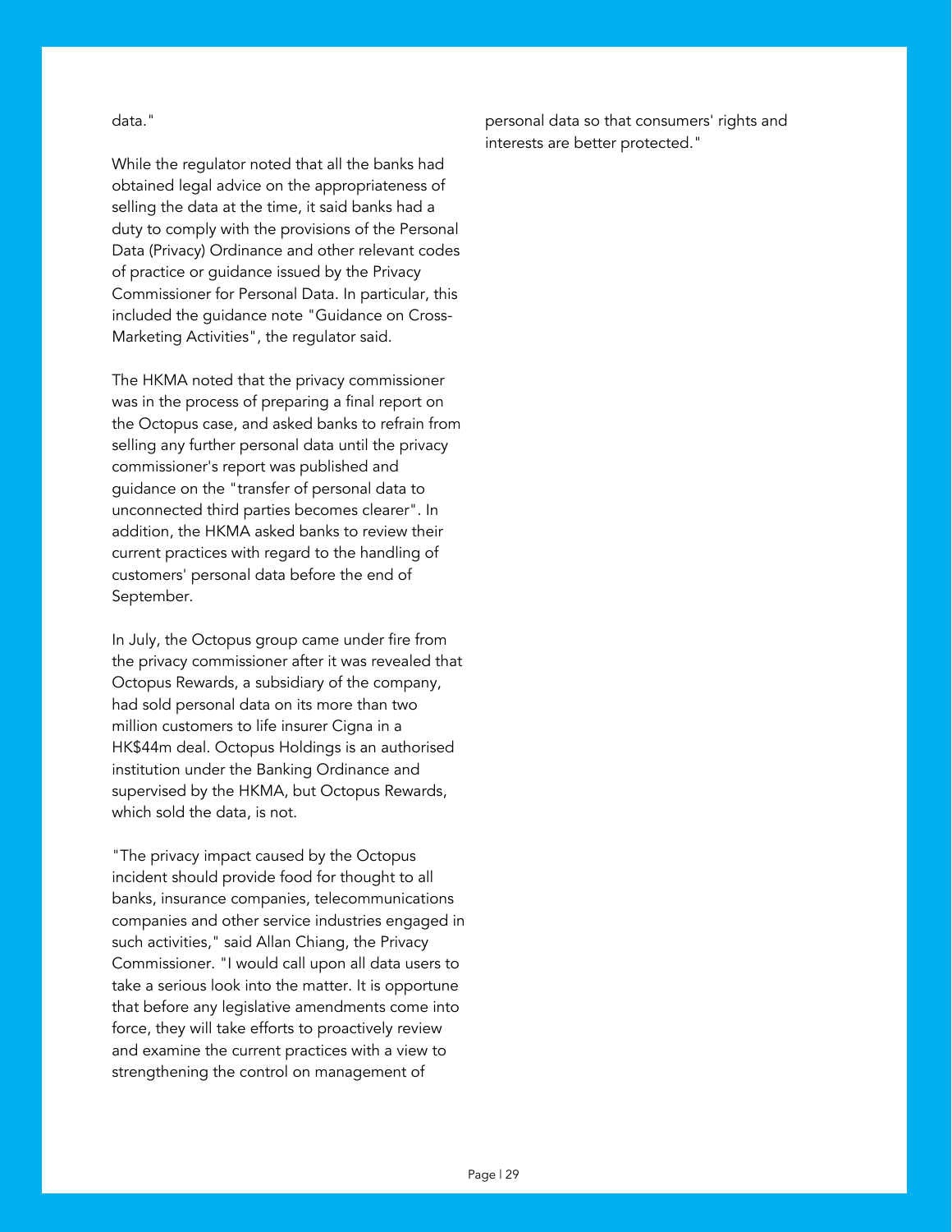data."

While the regulator noted that all the banks had obtained legal advice on the appropriateness of selling the data at the time, it said banks had a duty to comply with the provisions of the Personal Data (Privacy) Ordinance and other relevant codes of practice or guidance issued by the Privacy Commissioner for Personal Data. In particular, this included the guidance note "Guidance on Cross-Marketing Activities", the regulator said.

The HKMA noted that the privacy commissioner was in the process of preparing a final report on the Octopus case, and asked banks to refrain from selling any further personal data until the privacy commissioner's report was published and guidance on the "transfer of personal data to unconnected third parties becomes clearer". In addition, the HKMA asked banks to review their current practices with regard to the handling of customers' personal data before the end of September.

In July, the Octopus group came under fire from the privacy commissioner after it was revealed that Octopus Rewards, a subsidiary of the company, had sold personal data on its more than two million customers to life insurer Cigna in a HK$44m deal. Octopus Holdings is an authorised institution under the Banking Ordinance and supervised by the HKMA, but Octopus Rewards, which sold the data, is not.

"The privacy impact caused by the Octopus incident should provide food for thought to all banks, insurance companies, telecommunications companies and other service industries engaged in such activities," said Allan Chiang, the Privacy Commissioner. "I would call upon all data users to take a serious look into the matter. It is opportune that before any legislative amendments come into force, they will take efforts to proactively review and examine the current practices with a view to strengthening the control on management of personal data so that consumers' rights and interests are better protected."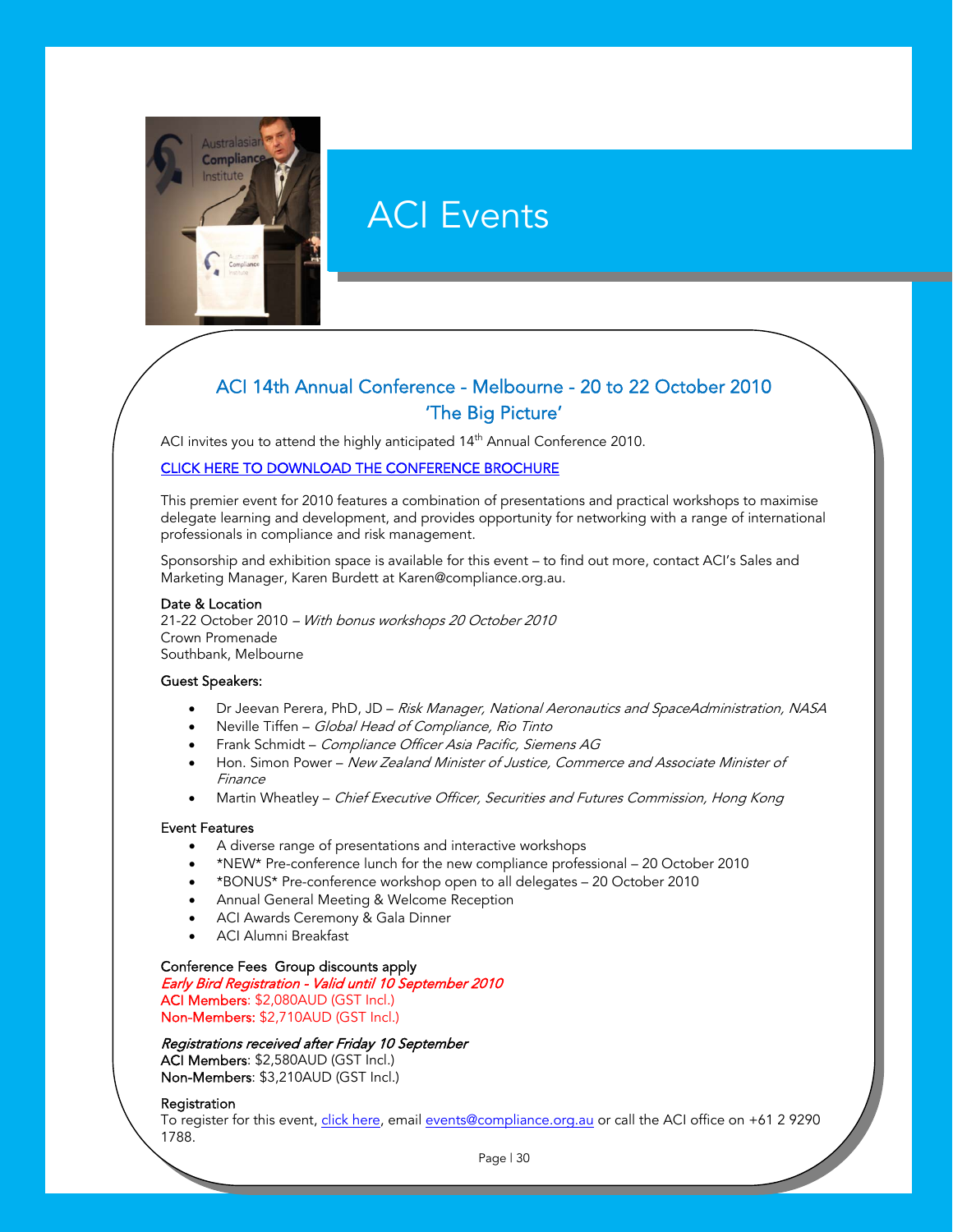# ACI Events

## ACI 14th Annual Conference - Melbourne - 20 to 22 October 2010
## 'The Big Picture'

ACI invites you to attend the highly anticipated 14th Annual Conference 2010.

CLICK HERE TO DOWNLOAD THE CONFERENCE BROCHURE

This premier event for 2010 features a combination of presentations and practical workshops to maximise delegate learning and development, and provides opportunity for networking with a range of international professionals in compliance and risk management.

Sponsorship and exhibition space is available for this event – to find out more, contact ACI's Sales and Marketing Manager, Karen Burdett at Karen@compliance.org.au.

**Date & Location**
21-22 October 2010 – *With bonus workshops 20 October 2010*
Crown Promenade
Southbank, Melbourne

**Guest Speakers:**

- Dr Jeevan Perera, PhD, JD – *Risk Manager, National Aeronautics and SpaceAdministration, NASA*
- Neville Tiffen – *Global Head of Compliance, Rio Tinto*
- Frank Schmidt – *Compliance Officer Asia Pacific, Siemens AG*
- Hon. Simon Power – *New Zealand Minister of Justice, Commerce and Associate Minister of Finance*
- Martin Wheatley – *Chief Executive Officer, Securities and Futures Commission, Hong Kong*

**Event Features**

- A diverse range of presentations and interactive workshops
- *NEW* Pre-conference lunch for the new compliance professional – 20 October 2010
- *BONUS* Pre-conference workshop open to all delegates – 20 October 2010
- Annual General Meeting & Welcome Reception
- ACI Awards Ceremony & Gala Dinner
- ACI Alumni Breakfast

**Conference Fees** Group discounts apply
*Early Bird Registration - Valid until 10 September 2010*
**ACI Members**: $2,080AUD (GST Incl.)
**Non-Members:** $2,710AUD (GST Incl.)

*Registrations received after Friday 10 September*
**ACI Members**: $2,580AUD (GST Incl.)
**Non-Members**: $3,210AUD (GST Incl.)

**Registration**
To register for this event, click here, email events@compliance.org.au or call the ACI office on +61 2 9290 1788.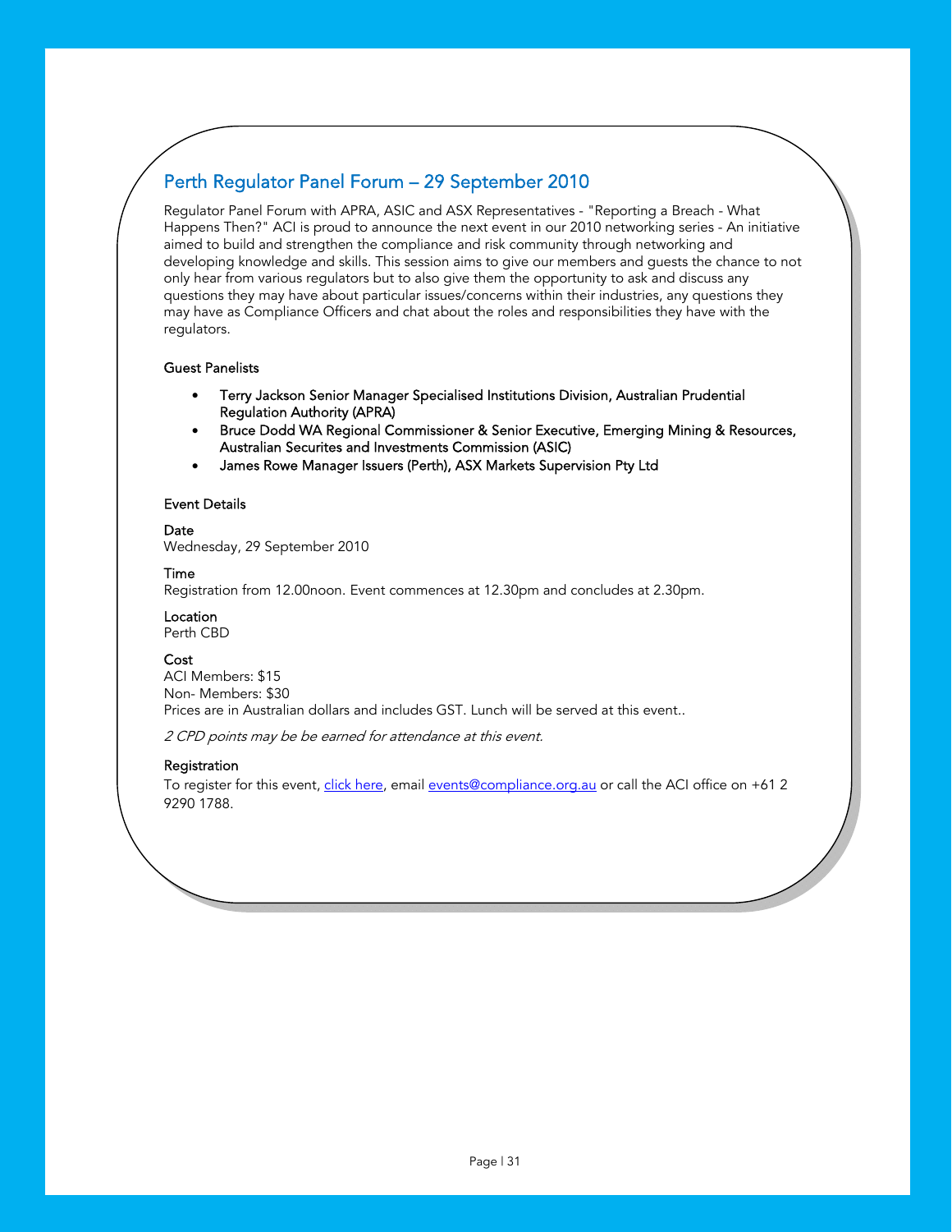## Perth Regulator Panel Forum – 29 September 2010

Regulator Panel Forum with APRA, ASIC and ASX Representatives - "Reporting a Breach - What Happens Then?" ACI is proud to announce the next event in our 2010 networking series - An initiative aimed to build and strengthen the compliance and risk community through networking and developing knowledge and skills. This session aims to give our members and guests the chance to not only hear from various regulators but to also give them the opportunity to ask and discuss any questions they may have about particular issues/concerns within their industries, any questions they may have as Compliance Officers and chat about the roles and responsibilities they have with the regulators.

### Guest Panelists

- Terry Jackson Senior Manager Specialised Institutions Division, Australian Prudential Regulation Authority (APRA)
- Bruce Dodd WA Regional Commissioner & Senior Executive, Emerging Mining & Resources, Australian Securites and Investments Commission (ASIC)
- James Rowe Manager Issuers (Perth), ASX Markets Supervision Pty Ltd

### Event Details

**Date**
Wednesday, 29 September 2010

**Time**
Registration from 12.00noon. Event commences at 12.30pm and concludes at 2.30pm.

**Location**
Perth CBD

**Cost**
ACI Members: $15
Non- Members: $30
Prices are in Australian dollars and includes GST. Lunch will be served at this event..

*2 CPD points may be be earned for attendance at this event.*

**Registration**
To register for this event, click here, email events@compliance.org.au or call the ACI office on +61 2 9290 1788.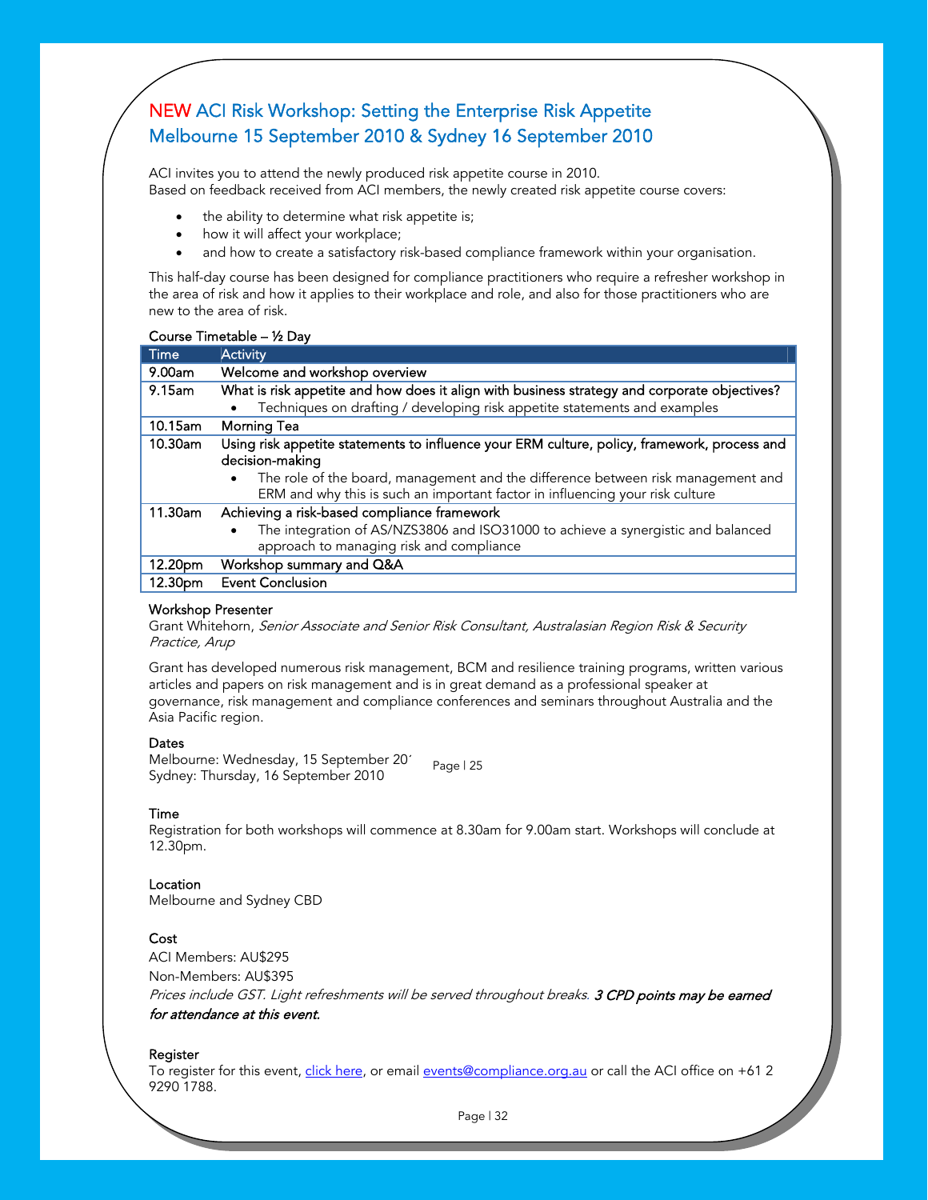# NEW ACI Risk Workshop: Setting the Enterprise Risk Appetite
# Melbourne 15 September 2010 & Sydney 16 September 2010

ACI invites you to attend the newly produced risk appetite course in 2010.
Based on feedback received from ACI members, the newly created risk appetite course covers:

- the ability to determine what risk appetite is;
- how it will affect your workplace;
- and how to create a satisfactory risk-based compliance framework within your organisation.

This half-day course has been designed for compliance practitioners who require a refresher workshop in the area of risk and how it applies to their workplace and role, and also for those practitioners who are new to the area of risk.

Course Timetable – ½ Day

| Time | Activity |
|---|---|
| 9.00am | Welcome and workshop overview |
| 9.15am | What is risk appetite and how does it align with business strategy and corporate objectives?<br>• Techniques on drafting / developing risk appetite statements and examples |
| 10.15am | Morning Tea |
| 10.30am | Using risk appetite statements to influence your ERM culture, policy, framework, process and decision-making<br>• The role of the board, management and the difference between risk management and ERM and why this is such an important factor in influencing your risk culture |
| 11.30am | Achieving a risk-based compliance framework<br>• The integration of AS/NZS3806 and ISO31000 to achieve a synergistic and balanced approach to managing risk and compliance |
| 12.20pm | Workshop summary and Q&A |
| 12.30pm | Event Conclusion |

**Workshop Presenter**
Grant Whitehorn, *Senior Associate and Senior Risk Consultant, Australasian Region Risk & Security Practice, Arup*

Grant has developed numerous risk management, BCM and resilience training programs, written various articles and papers on risk management and is in great demand as a professional speaker at governance, risk management and compliance conferences and seminars throughout Australia and the Asia Pacific region.

**Dates**
Melbourne: Wednesday, 15 September 2010
Sydney: Thursday, 16 September 2010

**Time**
Registration for both workshops will commence at 8.30am for 9.00am start. Workshops will conclude at 12.30pm.

**Location**
Melbourne and Sydney CBD

**Cost**
ACI Members: AU$295
Non-Members: AU$395
*Prices include GST. Light refreshments will be served throughout breaks.* ***3 CPD points may be earned for attendance at this event.***

**Register**
To register for this event, click here, or email events@compliance.org.au or call the ACI office on +61 2 9290 1788.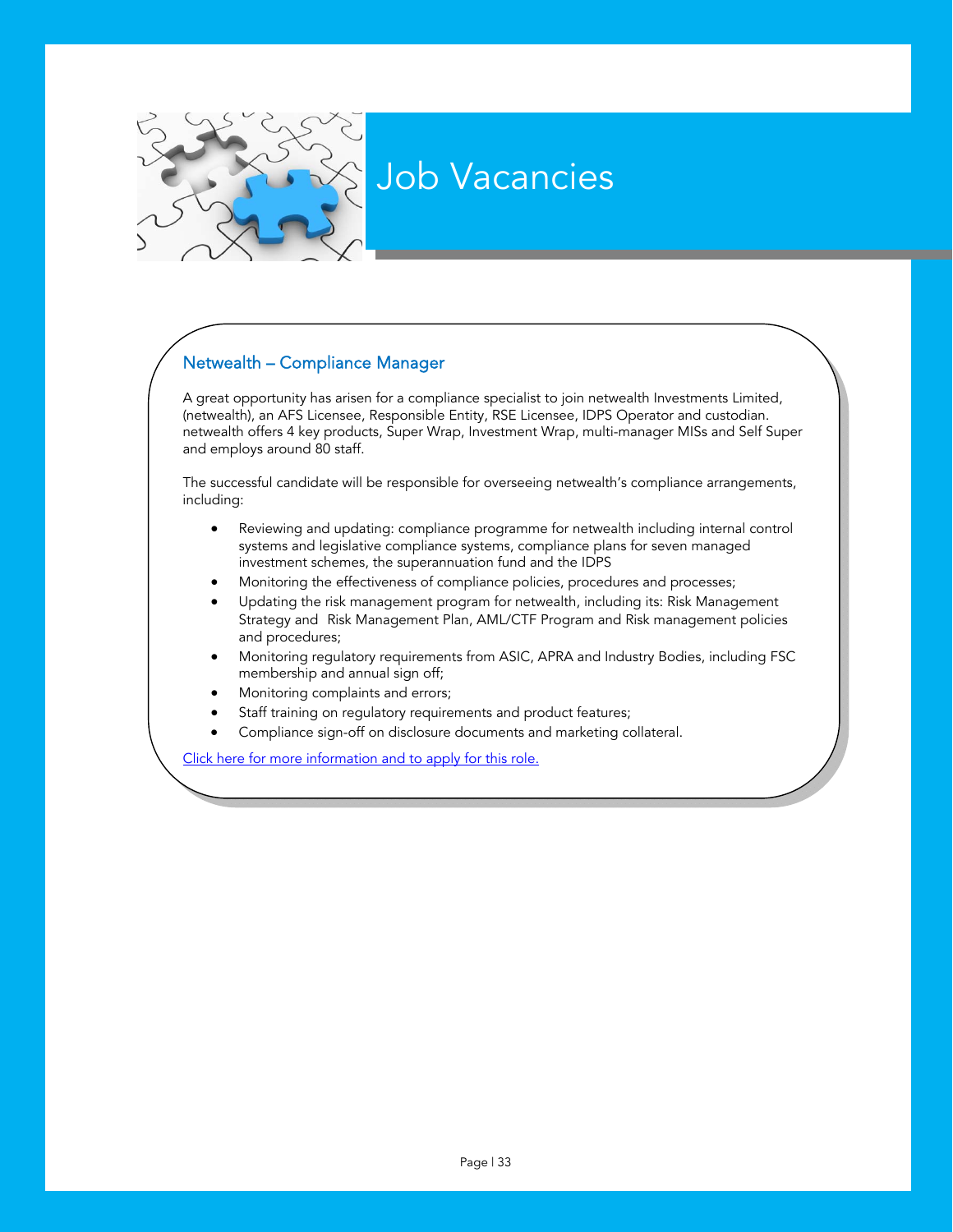# Job Vacancies

## Netwealth – Compliance Manager

A great opportunity has arisen for a compliance specialist to join netwealth Investments Limited, (netwealth), an AFS Licensee, Responsible Entity, RSE Licensee, IDPS Operator and custodian. netwealth offers 4 key products, Super Wrap, Investment Wrap, multi-manager MISs and Self Super and employs around 80 staff.

The successful candidate will be responsible for overseeing netwealth's compliance arrangements, including:

- Reviewing and updating: compliance programme for netwealth including internal control systems and legislative compliance systems, compliance plans for seven managed investment schemes, the superannuation fund and the IDPS
- Monitoring the effectiveness of compliance policies, procedures and processes;
- Updating the risk management program for netwealth, including its: Risk Management Strategy and Risk Management Plan, AML/CTF Program and Risk management policies and procedures;
- Monitoring regulatory requirements from ASIC, APRA and Industry Bodies, including FSC membership and annual sign off;
- Monitoring complaints and errors;
- Staff training on regulatory requirements and product features;
- Compliance sign-off on disclosure documents and marketing collateral.

Click here for more information and to apply for this role.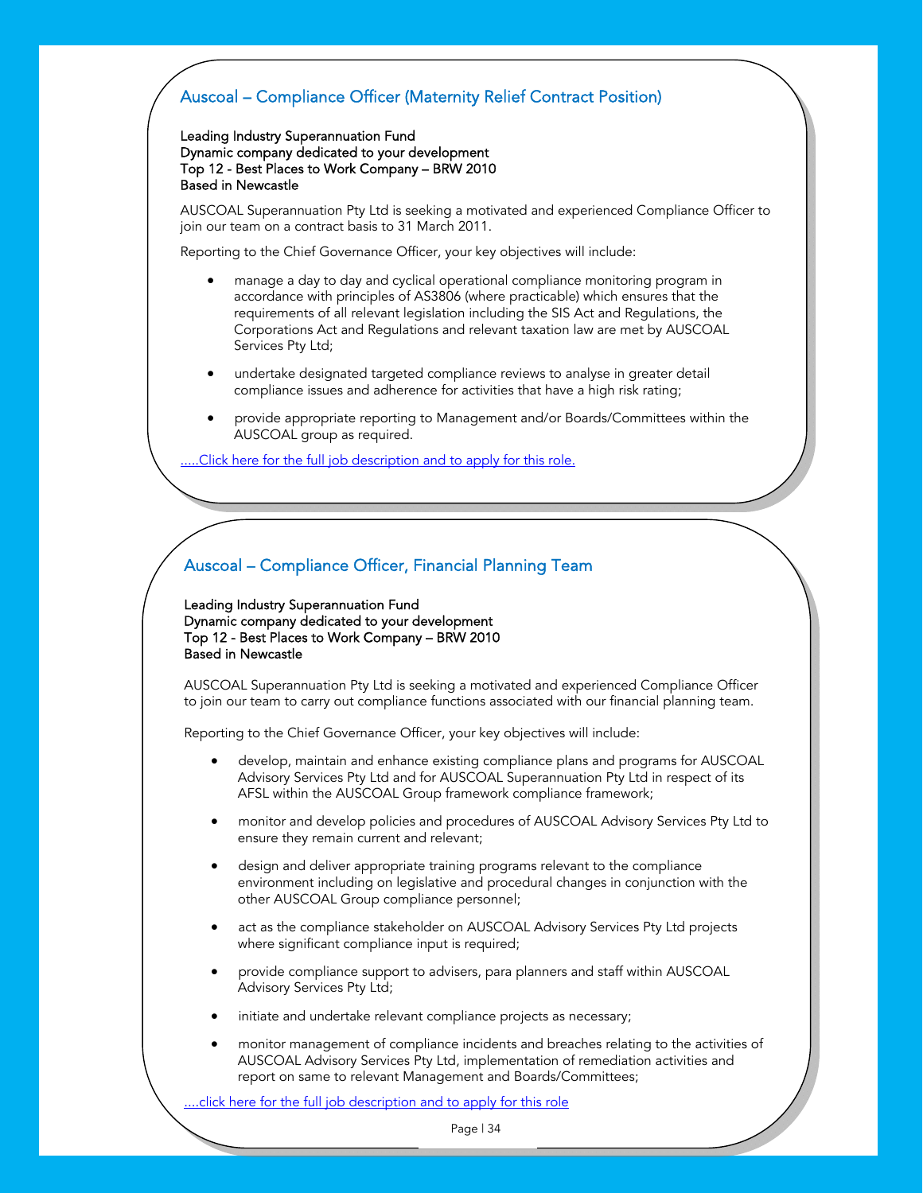## Auscoal – Compliance Officer (Maternity Relief Contract Position)

**Leading Industry Superannuation Fund**
**Dynamic company dedicated to your development**
**Top 12 - Best Places to Work Company – BRW 2010**
**Based in Newcastle**

AUSCOAL Superannuation Pty Ltd is seeking a motivated and experienced Compliance Officer to join our team on a contract basis to 31 March 2011.

Reporting to the Chief Governance Officer, your key objectives will include:

- manage a day to day and cyclical operational compliance monitoring program in accordance with principles of AS3806 (where practicable) which ensures that the requirements of all relevant legislation including the SIS Act and Regulations, the Corporations Act and Regulations and relevant taxation law are met by AUSCOAL Services Pty Ltd;
- undertake designated targeted compliance reviews to analyse in greater detail compliance issues and adherence for activities that have a high risk rating;
- provide appropriate reporting to Management and/or Boards/Committees within the AUSCOAL group as required.

.....Click here for the full job description and to apply for this role.

## Auscoal – Compliance Officer, Financial Planning Team

**Leading Industry Superannuation Fund**
**Dynamic company dedicated to your development**
**Top 12 - Best Places to Work Company – BRW 2010**
**Based in Newcastle**

AUSCOAL Superannuation Pty Ltd is seeking a motivated and experienced Compliance Officer to join our team to carry out compliance functions associated with our financial planning team.

Reporting to the Chief Governance Officer, your key objectives will include:

- develop, maintain and enhance existing compliance plans and programs for AUSCOAL Advisory Services Pty Ltd and for AUSCOAL Superannuation Pty Ltd in respect of its AFSL within the AUSCOAL Group framework compliance framework;
- monitor and develop policies and procedures of AUSCOAL Advisory Services Pty Ltd to ensure they remain current and relevant;
- design and deliver appropriate training programs relevant to the compliance environment including on legislative and procedural changes in conjunction with the other AUSCOAL Group compliance personnel;
- act as the compliance stakeholder on AUSCOAL Advisory Services Pty Ltd projects where significant compliance input is required;
- provide compliance support to advisers, para planners and staff within AUSCOAL Advisory Services Pty Ltd;
- initiate and undertake relevant compliance projects as necessary;
- monitor management of compliance incidents and breaches relating to the activities of AUSCOAL Advisory Services Pty Ltd, implementation of remediation activities and report on same to relevant Management and Boards/Committees;

....click here for the full job description and to apply for this role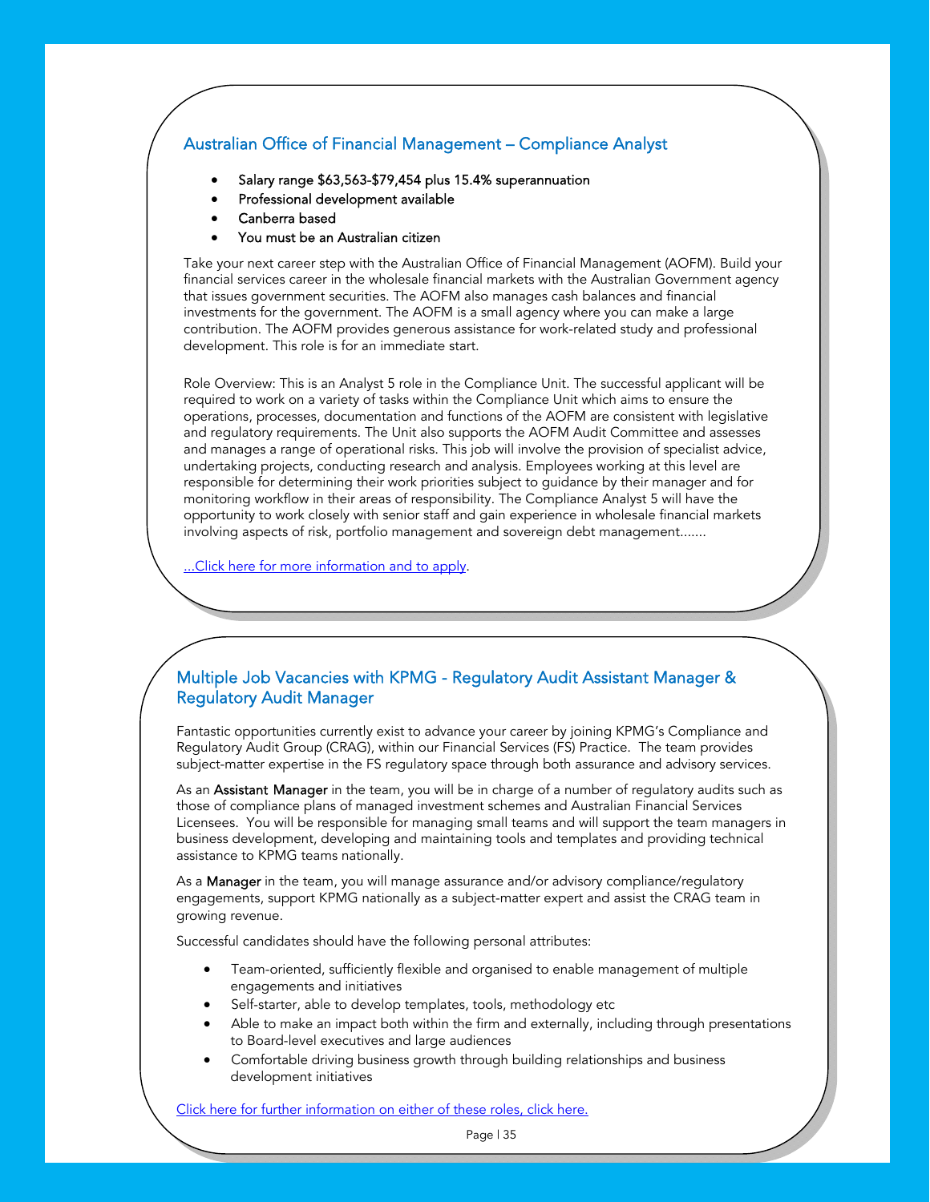## Australian Office of Financial Management – Compliance Analyst

- Salary range $63,563-$79,454 plus 15.4% superannuation
- Professional development available
- Canberra based
- You must be an Australian citizen

Take your next career step with the Australian Office of Financial Management (AOFM). Build your financial services career in the wholesale financial markets with the Australian Government agency that issues government securities. The AOFM also manages cash balances and financial investments for the government. The AOFM is a small agency where you can make a large contribution. The AOFM provides generous assistance for work-related study and professional development. This role is for an immediate start.

Role Overview: This is an Analyst 5 role in the Compliance Unit. The successful applicant will be required to work on a variety of tasks within the Compliance Unit which aims to ensure the operations, processes, documentation and functions of the AOFM are consistent with legislative and regulatory requirements. The Unit also supports the AOFM Audit Committee and assesses and manages a range of operational risks. This job will involve the provision of specialist advice, undertaking projects, conducting research and analysis. Employees working at this level are responsible for determining their work priorities subject to guidance by their manager and for monitoring workflow in their areas of responsibility. The Compliance Analyst 5 will have the opportunity to work closely with senior staff and gain experience in wholesale financial markets involving aspects of risk, portfolio management and sovereign debt management.......

...Click here for more information and to apply.

## Multiple Job Vacancies with KPMG - Regulatory Audit Assistant Manager & Regulatory Audit Manager

Fantastic opportunities currently exist to advance your career by joining KPMG's Compliance and Regulatory Audit Group (CRAG), within our Financial Services (FS) Practice. The team provides subject-matter expertise in the FS regulatory space through both assurance and advisory services.

As an **Assistant Manager** in the team, you will be in charge of a number of regulatory audits such as those of compliance plans of managed investment schemes and Australian Financial Services Licensees. You will be responsible for managing small teams and will support the team managers in business development, developing and maintaining tools and templates and providing technical assistance to KPMG teams nationally.

As a **Manager** in the team, you will manage assurance and/or advisory compliance/regulatory engagements, support KPMG nationally as a subject-matter expert and assist the CRAG team in growing revenue.

Successful candidates should have the following personal attributes:

- Team-oriented, sufficiently flexible and organised to enable management of multiple engagements and initiatives
- Self-starter, able to develop templates, tools, methodology etc
- Able to make an impact both within the firm and externally, including through presentations to Board-level executives and large audiences
- Comfortable driving business growth through building relationships and business development initiatives

Click here for further information on either of these roles, click here.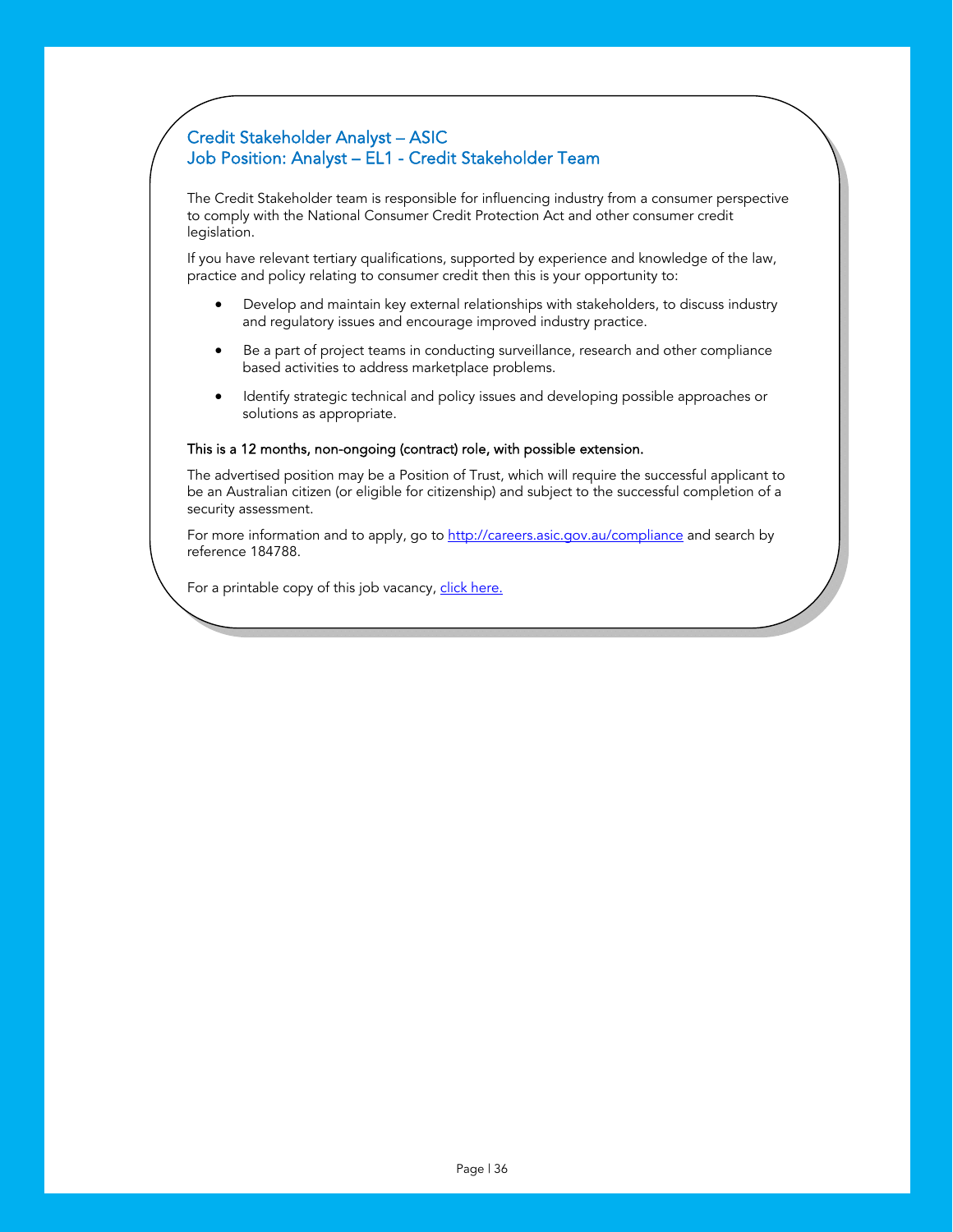## Credit Stakeholder Analyst – ASIC
## Job Position: Analyst – EL1 - Credit Stakeholder Team

The Credit Stakeholder team is responsible for influencing industry from a consumer perspective to comply with the National Consumer Credit Protection Act and other consumer credit legislation.

If you have relevant tertiary qualifications, supported by experience and knowledge of the law, practice and policy relating to consumer credit then this is your opportunity to:

- Develop and maintain key external relationships with stakeholders, to discuss industry and regulatory issues and encourage improved industry practice.
- Be a part of project teams in conducting surveillance, research and other compliance based activities to address marketplace problems.
- Identify strategic technical and policy issues and developing possible approaches or solutions as appropriate.

**This is a 12 months, non-ongoing (contract) role, with possible extension.**

The advertised position may be a Position of Trust, which will require the successful applicant to be an Australian citizen (or eligible for citizenship) and subject to the successful completion of a security assessment.

For more information and to apply, go to [http://careers.asic.gov.au/compliance](http://careers.asic.gov.au/compliance) and search by reference 184788.

For a printable copy of this job vacancy, click here.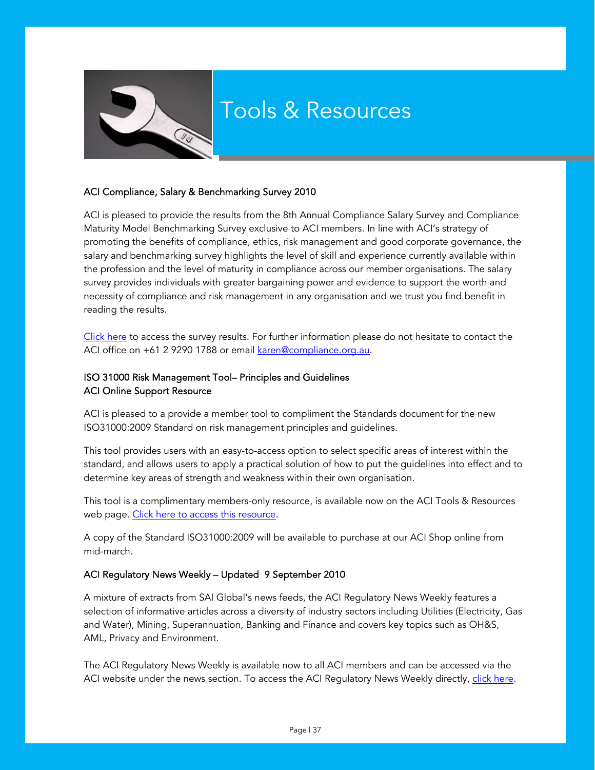# Tools & Resources

### ACI Compliance, Salary & Benchmarking Survey 2010

ACI is pleased to provide the results from the 8th Annual Compliance Salary Survey and Compliance Maturity Model Benchmarking Survey exclusive to ACI members. In line with ACI's strategy of promoting the benefits of compliance, ethics, risk management and good corporate governance, the salary and benchmarking survey highlights the level of skill and experience currently available within the profession and the level of maturity in compliance across our member organisations. The salary survey provides individuals with greater bargaining power and evidence to support the worth and necessity of compliance and risk management in any organisation and we trust you find benefit in reading the results.

Click here to access the survey results. For further information please do not hesitate to contact the ACI office on +61 2 9290 1788 or email karen@compliance.org.au.

### ISO 31000 Risk Management Tool– Principles and Guidelines
### ACI Online Support Resource

ACI is pleased to a provide a member tool to compliment the Standards document for the new ISO31000:2009 Standard on risk management principles and guidelines.

This tool provides users with an easy-to-access option to select specific areas of interest within the standard, and allows users to apply a practical solution of how to put the guidelines into effect and to determine key areas of strength and weakness within their own organisation.

This tool is a complimentary members-only resource, is available now on the ACI Tools & Resources web page. Click here to access this resource.

A copy of the Standard ISO31000:2009 will be available to purchase at our ACI Shop online from mid-march.

### ACI Regulatory News Weekly – Updated 9 September 2010

A mixture of extracts from SAI Global's news feeds, the ACI Regulatory News Weekly features a selection of informative articles across a diversity of industry sectors including Utilities (Electricity, Gas and Water), Mining, Superannuation, Banking and Finance and covers key topics such as OH&S, AML, Privacy and Environment.

The ACI Regulatory News Weekly is available now to all ACI members and can be accessed via the ACI website under the news section. To access the ACI Regulatory News Weekly directly, click here.